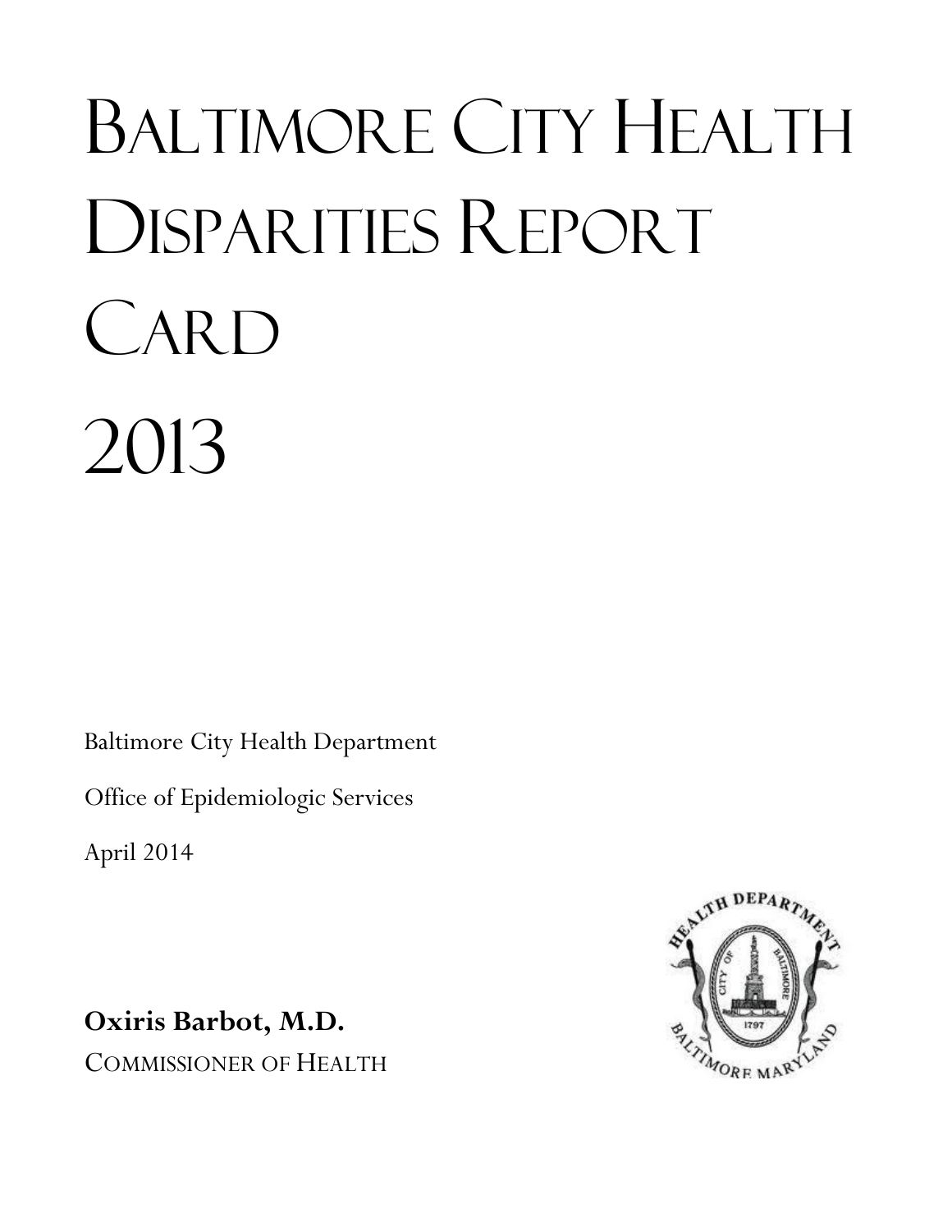# Baltimore City Health Disparities Report Card 2013

Baltimore City Health Department

Office of Epidemiologic Services

April 2014

**Oxiris Barbot, M.D.**
COMMISSIONER OF HEALTH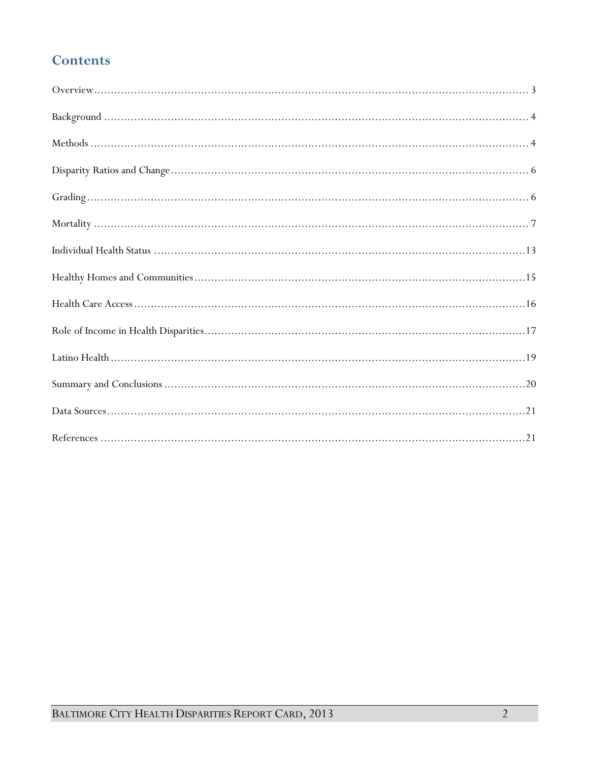## Contents

Overview ........ 3

Background ........ 4

Methods ........ 4

Disparity Ratios and Change ........ 6

Grading ........ 6

Mortality ........ 7

Individual Health Status ........ 13

Healthy Homes and Communities ........ 15

Health Care Access ........ 16

Role of Income in Health Disparities ........ 17

Latino Health ........ 19

Summary and Conclusions ........ 20

Data Sources ........ 21

References ........ 21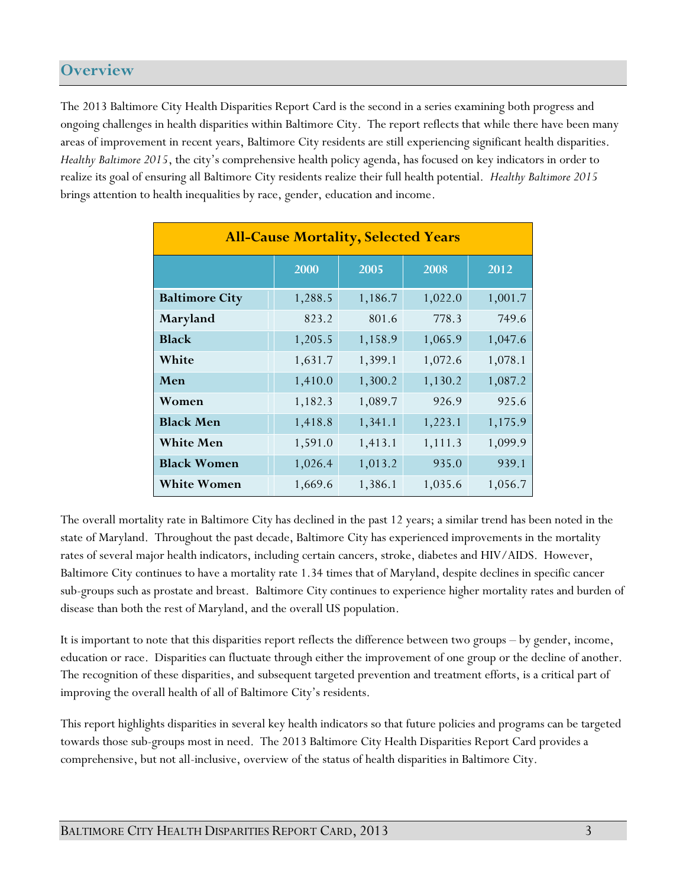## Overview

The 2013 Baltimore City Health Disparities Report Card is the second in a series examining both progress and ongoing challenges in health disparities within Baltimore City. The report reflects that while there have been many areas of improvement in recent years, Baltimore City residents are still experiencing significant health disparities. *Healthy Baltimore 2015*, the city's comprehensive health policy agenda, has focused on key indicators in order to realize its goal of ensuring all Baltimore City residents realize their full health potential. *Healthy Baltimore 2015* brings attention to health inequalities by race, gender, education and income.

| All-Cause Mortality, Selected Years | | | | |
|---|---|---|---|---|
| | 2000 | 2005 | 2008 | 2012 |
| **Baltimore City** | 1,288.5 | 1,186.7 | 1,022.0 | 1,001.7 |
| **Maryland** | 823.2 | 801.6 | 778.3 | 749.6 |
| **Black** | 1,205.5 | 1,158.9 | 1,065.9 | 1,047.6 |
| **White** | 1,631.7 | 1,399.1 | 1,072.6 | 1,078.1 |
| **Men** | 1,410.0 | 1,300.2 | 1,130.2 | 1,087.2 |
| **Women** | 1,182.3 | 1,089.7 | 926.9 | 925.6 |
| **Black Men** | 1,418.8 | 1,341.1 | 1,223.1 | 1,175.9 |
| **White Men** | 1,591.0 | 1,413.1 | 1,111.3 | 1,099.9 |
| **Black Women** | 1,026.4 | 1,013.2 | 935.0 | 939.1 |
| **White Women** | 1,669.6 | 1,386.1 | 1,035.6 | 1,056.7 |

The overall mortality rate in Baltimore City has declined in the past 12 years; a similar trend has been noted in the state of Maryland. Throughout the past decade, Baltimore City has experienced improvements in the mortality rates of several major health indicators, including certain cancers, stroke, diabetes and HIV/AIDS. However, Baltimore City continues to have a mortality rate 1.34 times that of Maryland, despite declines in specific cancer sub-groups such as prostate and breast. Baltimore City continues to experience higher mortality rates and burden of disease than both the rest of Maryland, and the overall US population.

It is important to note that this disparities report reflects the difference between two groups – by gender, income, education or race. Disparities can fluctuate through either the improvement of one group or the decline of another. The recognition of these disparities, and subsequent targeted prevention and treatment efforts, is a critical part of improving the overall health of all of Baltimore City's residents.

This report highlights disparities in several key health indicators so that future policies and programs can be targeted towards those sub-groups most in need. The 2013 Baltimore City Health Disparities Report Card provides a comprehensive, but not all-inclusive, overview of the status of health disparities in Baltimore City.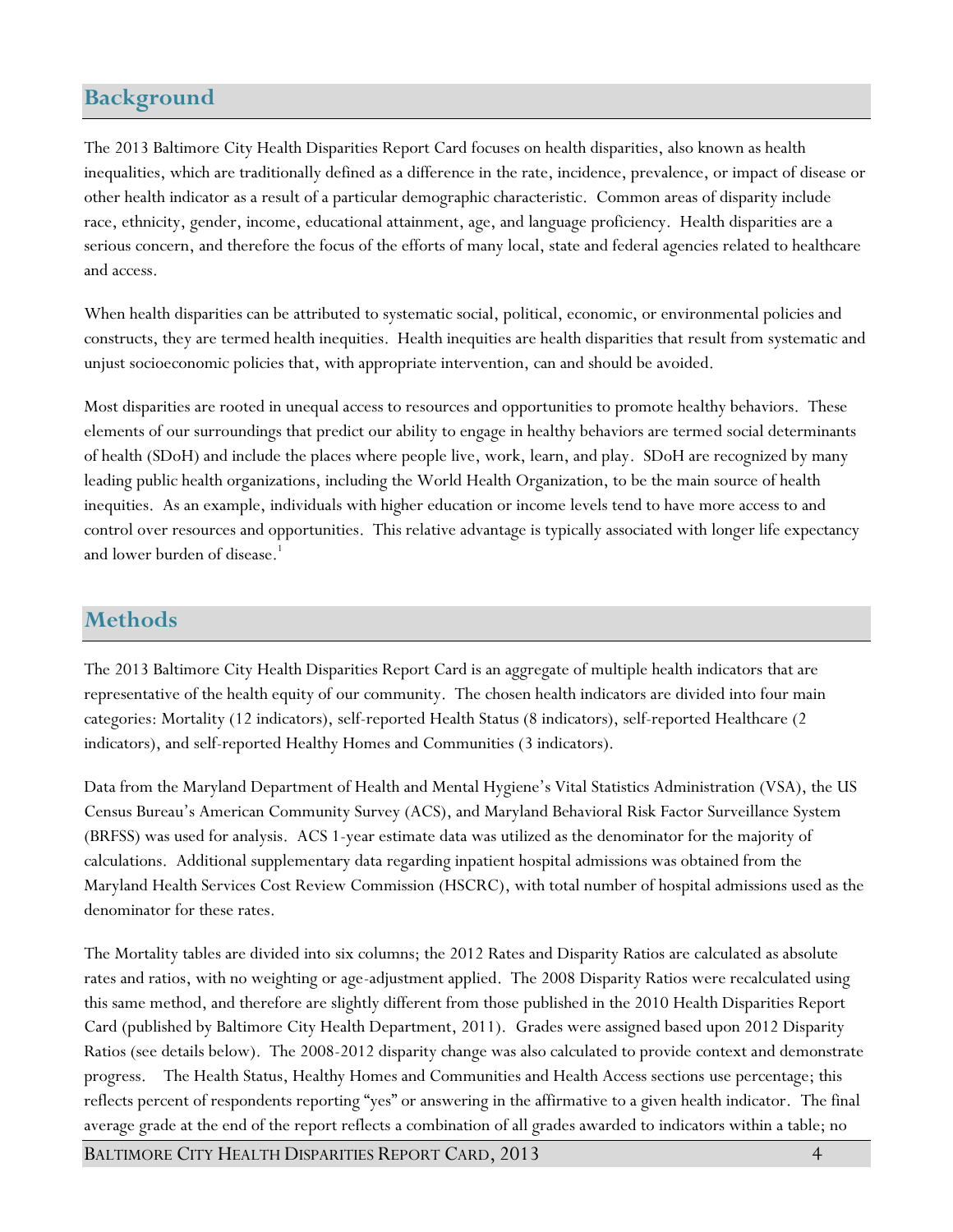## Background

The 2013 Baltimore City Health Disparities Report Card focuses on health disparities, also known as health inequalities, which are traditionally defined as a difference in the rate, incidence, prevalence, or impact of disease or other health indicator as a result of a particular demographic characteristic. Common areas of disparity include race, ethnicity, gender, income, educational attainment, age, and language proficiency. Health disparities are a serious concern, and therefore the focus of the efforts of many local, state and federal agencies related to healthcare and access.

When health disparities can be attributed to systematic social, political, economic, or environmental policies and constructs, they are termed health inequities. Health inequities are health disparities that result from systematic and unjust socioeconomic policies that, with appropriate intervention, can and should be avoided.

Most disparities are rooted in unequal access to resources and opportunities to promote healthy behaviors. These elements of our surroundings that predict our ability to engage in healthy behaviors are termed social determinants of health (SDoH) and include the places where people live, work, learn, and play. SDoH are recognized by many leading public health organizations, including the World Health Organization, to be the main source of health inequities. As an example, individuals with higher education or income levels tend to have more access to and control over resources and opportunities. This relative advantage is typically associated with longer life expectancy and lower burden of disease.[1]

## Methods

The 2013 Baltimore City Health Disparities Report Card is an aggregate of multiple health indicators that are representative of the health equity of our community. The chosen health indicators are divided into four main categories: Mortality (12 indicators), self-reported Health Status (8 indicators), self-reported Healthcare (2 indicators), and self-reported Healthy Homes and Communities (3 indicators).

Data from the Maryland Department of Health and Mental Hygiene's Vital Statistics Administration (VSA), the US Census Bureau's American Community Survey (ACS), and Maryland Behavioral Risk Factor Surveillance System (BRFSS) was used for analysis. ACS 1-year estimate data was utilized as the denominator for the majority of calculations. Additional supplementary data regarding inpatient hospital admissions was obtained from the Maryland Health Services Cost Review Commission (HSCRC), with total number of hospital admissions used as the denominator for these rates.

The Mortality tables are divided into six columns; the 2012 Rates and Disparity Ratios are calculated as absolute rates and ratios, with no weighting or age-adjustment applied. The 2008 Disparity Ratios were recalculated using this same method, and therefore are slightly different from those published in the 2010 Health Disparities Report Card (published by Baltimore City Health Department, 2011). Grades were assigned based upon 2012 Disparity Ratios (see details below). The 2008-2012 disparity change was also calculated to provide context and demonstrate progress. The Health Status, Healthy Homes and Communities and Health Access sections use percentage; this reflects percent of respondents reporting "yes" or answering in the affirmative to a given health indicator. The final average grade at the end of the report reflects a combination of all grades awarded to indicators within a table; no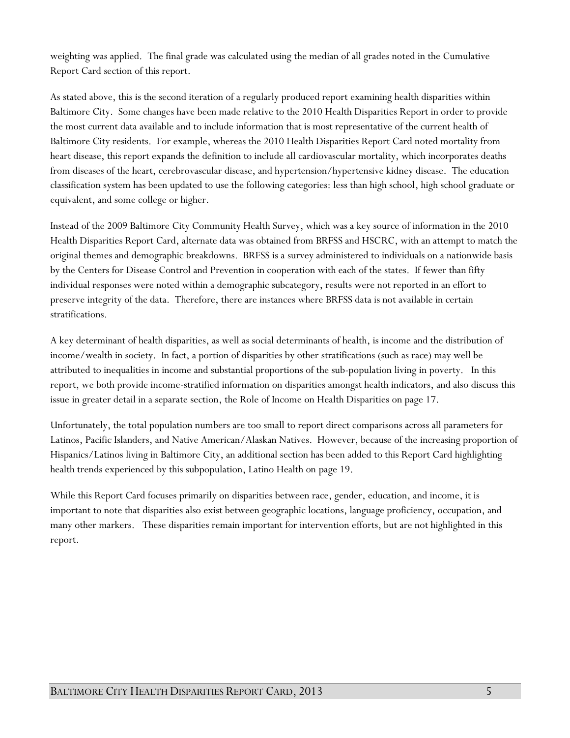weighting was applied. The final grade was calculated using the median of all grades noted in the Cumulative Report Card section of this report.

As stated above, this is the second iteration of a regularly produced report examining health disparities within Baltimore City. Some changes have been made relative to the 2010 Health Disparities Report in order to provide the most current data available and to include information that is most representative of the current health of Baltimore City residents. For example, whereas the 2010 Health Disparities Report Card noted mortality from heart disease, this report expands the definition to include all cardiovascular mortality, which incorporates deaths from diseases of the heart, cerebrovascular disease, and hypertension/hypertensive kidney disease. The education classification system has been updated to use the following categories: less than high school, high school graduate or equivalent, and some college or higher.

Instead of the 2009 Baltimore City Community Health Survey, which was a key source of information in the 2010 Health Disparities Report Card, alternate data was obtained from BRFSS and HSCRC, with an attempt to match the original themes and demographic breakdowns. BRFSS is a survey administered to individuals on a nationwide basis by the Centers for Disease Control and Prevention in cooperation with each of the states. If fewer than fifty individual responses were noted within a demographic subcategory, results were not reported in an effort to preserve integrity of the data. Therefore, there are instances where BRFSS data is not available in certain stratifications.

A key determinant of health disparities, as well as social determinants of health, is income and the distribution of income/wealth in society. In fact, a portion of disparities by other stratifications (such as race) may well be attributed to inequalities in income and substantial proportions of the sub-population living in poverty. In this report, we both provide income-stratified information on disparities amongst health indicators, and also discuss this issue in greater detail in a separate section, the Role of Income on Health Disparities on page 17.

Unfortunately, the total population numbers are too small to report direct comparisons across all parameters for Latinos, Pacific Islanders, and Native American/Alaskan Natives. However, because of the increasing proportion of Hispanics/Latinos living in Baltimore City, an additional section has been added to this Report Card highlighting health trends experienced by this subpopulation, Latino Health on page 19.

While this Report Card focuses primarily on disparities between race, gender, education, and income, it is important to note that disparities also exist between geographic locations, language proficiency, occupation, and many other markers. These disparities remain important for intervention efforts, but are not highlighted in this report.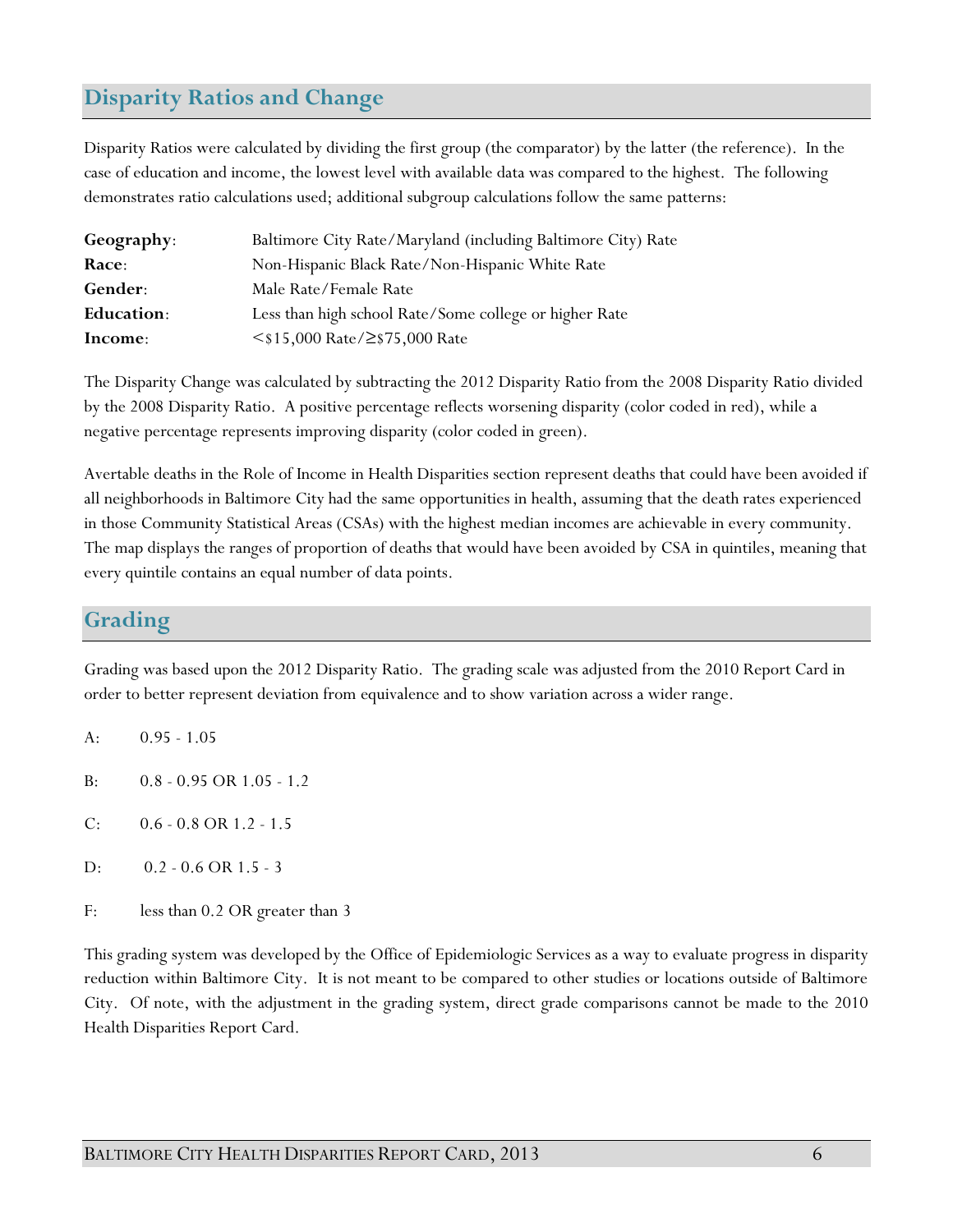## Disparity Ratios and Change

Disparity Ratios were calculated by dividing the first group (the comparator) by the latter (the reference). In the case of education and income, the lowest level with available data was compared to the highest. The following demonstrates ratio calculations used; additional subgroup calculations follow the same patterns:

| | |
|---|---|
| **Geography**: | Baltimore City Rate/Maryland (including Baltimore City) Rate |
| **Race**: | Non-Hispanic Black Rate/Non-Hispanic White Rate |
| **Gender**: | Male Rate/Female Rate |
| **Education**: | Less than high school Rate/Some college or higher Rate |
| **Income**: | <$15,000 Rate/≥$75,000 Rate |

The Disparity Change was calculated by subtracting the 2012 Disparity Ratio from the 2008 Disparity Ratio divided by the 2008 Disparity Ratio. A positive percentage reflects worsening disparity (color coded in red), while a negative percentage represents improving disparity (color coded in green).

Avertable deaths in the Role of Income in Health Disparities section represent deaths that could have been avoided if all neighborhoods in Baltimore City had the same opportunities in health, assuming that the death rates experienced in those Community Statistical Areas (CSAs) with the highest median incomes are achievable in every community. The map displays the ranges of proportion of deaths that would have been avoided by CSA in quintiles, meaning that every quintile contains an equal number of data points.

## Grading

Grading was based upon the 2012 Disparity Ratio. The grading scale was adjusted from the 2010 Report Card in order to better represent deviation from equivalence and to show variation across a wider range.

A: 0.95 - 1.05

B: 0.8 - 0.95 OR 1.05 - 1.2

C: 0.6 - 0.8 OR 1.2 - 1.5

D: 0.2 - 0.6 OR 1.5 - 3

F: less than 0.2 OR greater than 3

This grading system was developed by the Office of Epidemiologic Services as a way to evaluate progress in disparity reduction within Baltimore City. It is not meant to be compared to other studies or locations outside of Baltimore City. Of note, with the adjustment in the grading system, direct grade comparisons cannot be made to the 2010 Health Disparities Report Card.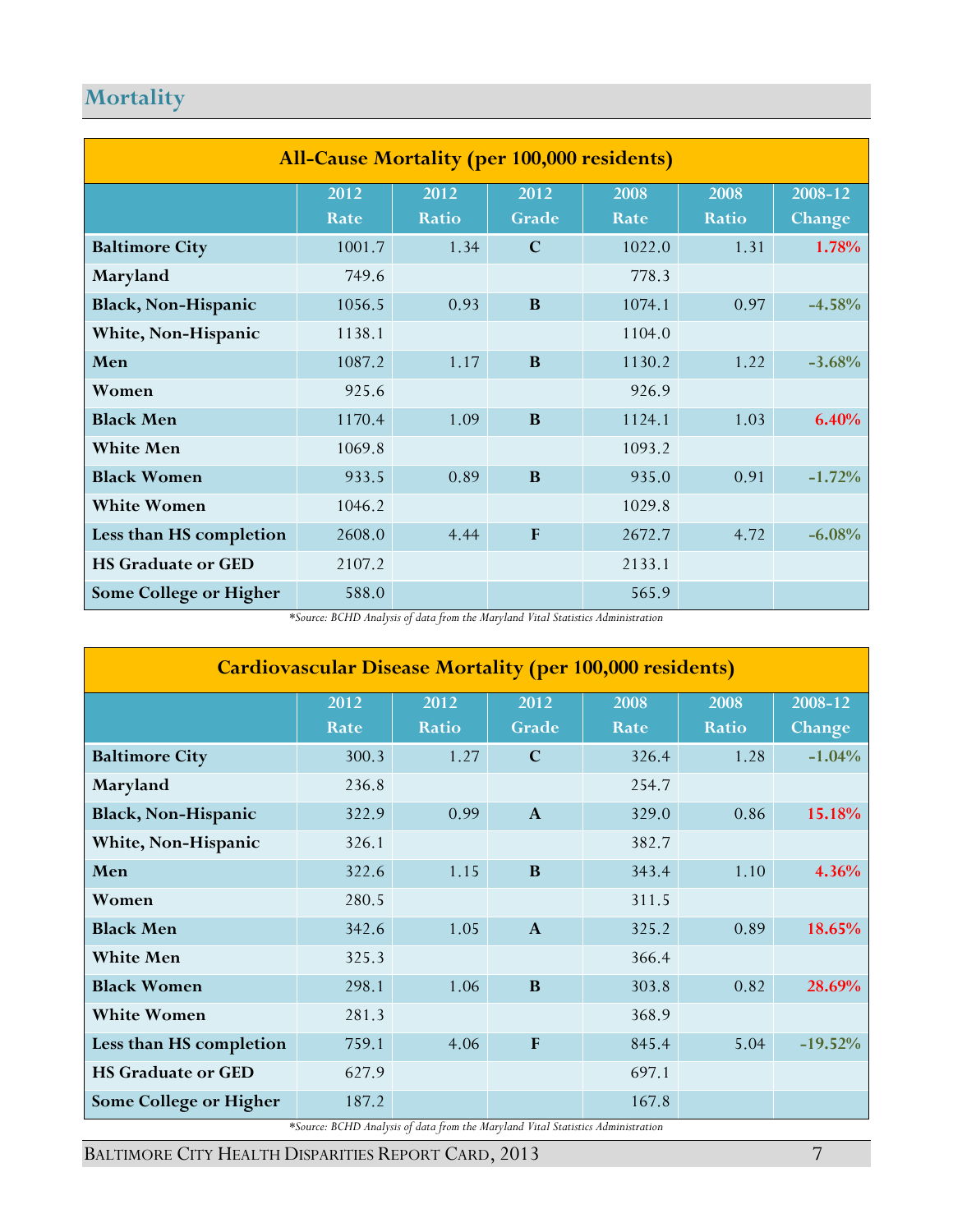## Mortality

| All-Cause Mortality (per 100,000 residents) | | | | | | |
|---|---|---|---|---|---|---|
| | 2012 Rate | 2012 Ratio | 2012 Grade | 2008 Rate | 2008 Ratio | 2008-12 Change |
| **Baltimore City** | 1001.7 | 1.34 | **C** | 1022.0 | 1.31 | **1.78%** |
| **Maryland** | 749.6 | | | 778.3 | | |
| **Black, Non-Hispanic** | 1056.5 | 0.93 | **B** | 1074.1 | 0.97 | **-4.58%** |
| **White, Non-Hispanic** | 1138.1 | | | 1104.0 | | |
| **Men** | 1087.2 | 1.17 | **B** | 1130.2 | 1.22 | **-3.68%** |
| **Women** | 925.6 | | | 926.9 | | |
| **Black Men** | 1170.4 | 1.09 | **B** | 1124.1 | 1.03 | **6.40%** |
| **White Men** | 1069.8 | | | 1093.2 | | |
| **Black Women** | 933.5 | 0.89 | **B** | 935.0 | 0.91 | **-1.72%** |
| **White Women** | 1046.2 | | | 1029.8 | | |
| **Less than HS completion** | 2608.0 | 4.44 | **F** | 2672.7 | 4.72 | **-6.08%** |
| **HS Graduate or GED** | 2107.2 | | | 2133.1 | | |
| **Some College or Higher** | 588.0 | | | 565.9 | | |

*\*Source: BCHD Analysis of data from the Maryland Vital Statistics Administration*

| Cardiovascular Disease Mortality (per 100,000 residents) | | | | | | |
|---|---|---|---|---|---|---|
| | 2012 Rate | 2012 Ratio | 2012 Grade | 2008 Rate | 2008 Ratio | 2008-12 Change |
| **Baltimore City** | 300.3 | 1.27 | **C** | 326.4 | 1.28 | **-1.04%** |
| **Maryland** | 236.8 | | | 254.7 | | |
| **Black, Non-Hispanic** | 322.9 | 0.99 | **A** | 329.0 | 0.86 | **15.18%** |
| **White, Non-Hispanic** | 326.1 | | | 382.7 | | |
| **Men** | 322.6 | 1.15 | **B** | 343.4 | 1.10 | **4.36%** |
| **Women** | 280.5 | | | 311.5 | | |
| **Black Men** | 342.6 | 1.05 | **A** | 325.2 | 0.89 | **18.65%** |
| **White Men** | 325.3 | | | 366.4 | | |
| **Black Women** | 298.1 | 1.06 | **B** | 303.8 | 0.82 | **28.69%** |
| **White Women** | 281.3 | | | 368.9 | | |
| **Less than HS completion** | 759.1 | 4.06 | **F** | 845.4 | 5.04 | **-19.52%** |
| **HS Graduate or GED** | 627.9 | | | 697.1 | | |
| **Some College or Higher** | 187.2 | | | 167.8 | | |

*\*Source: BCHD Analysis of data from the Maryland Vital Statistics Administration*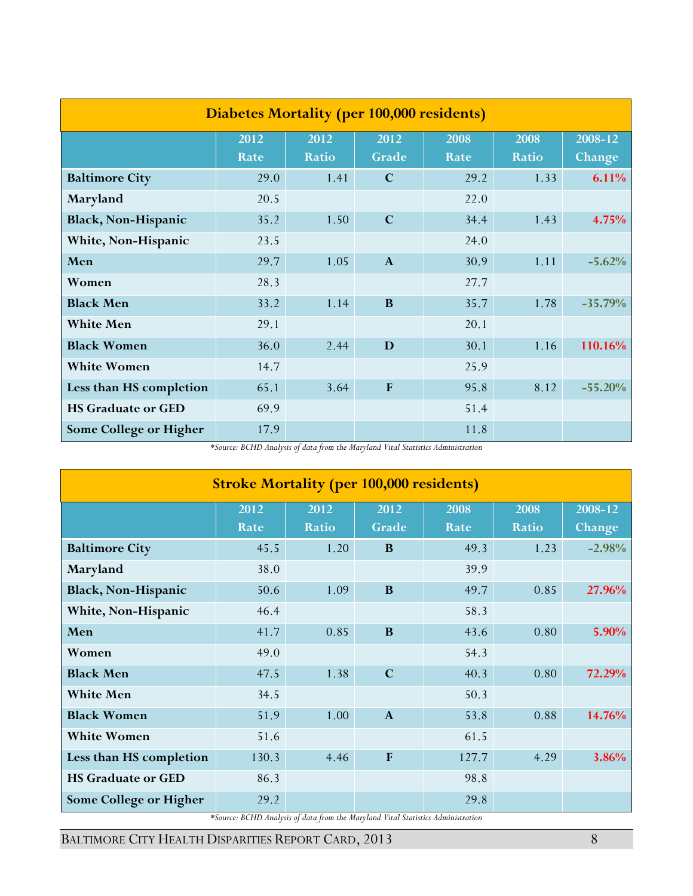| Diabetes Mortality (per 100,000 residents) | | | | | | |
|---|---|---|---|---|---|---|
| | 2012 Rate | 2012 Ratio | 2012 Grade | 2008 Rate | 2008 Ratio | 2008-12 Change |
| **Baltimore City** | 29.0 | 1.41 | **C** | 29.2 | 1.33 | **6.11%** |
| **Maryland** | 20.5 | | | 22.0 | | |
| **Black, Non-Hispanic** | 35.2 | 1.50 | **C** | 34.4 | 1.43 | **4.75%** |
| **White, Non-Hispanic** | 23.5 | | | 24.0 | | |
| **Men** | 29.7 | 1.05 | **A** | 30.9 | 1.11 | **-5.62%** |
| **Women** | 28.3 | | | 27.7 | | |
| **Black Men** | 33.2 | 1.14 | **B** | 35.7 | 1.78 | **-35.79%** |
| **White Men** | 29.1 | | | 20.1 | | |
| **Black Women** | 36.0 | 2.44 | **D** | 30.1 | 1.16 | **110.16%** |
| **White Women** | 14.7 | | | 25.9 | | |
| **Less than HS completion** | 65.1 | 3.64 | **F** | 95.8 | 8.12 | **-55.20%** |
| **HS Graduate or GED** | 69.9 | | | 51.4 | | |
| **Some College or Higher** | 17.9 | | | 11.8 | | |

*\*Source: BCHD Analysis of data from the Maryland Vital Statistics Administration*

| Stroke Mortality (per 100,000 residents) | | | | | | |
|---|---|---|---|---|---|---|
| | 2012 Rate | 2012 Ratio | 2012 Grade | 2008 Rate | 2008 Ratio | 2008-12 Change |
| **Baltimore City** | 45.5 | 1.20 | **B** | 49.3 | 1.23 | **-2.98%** |
| **Maryland** | 38.0 | | | 39.9 | | |
| **Black, Non-Hispanic** | 50.6 | 1.09 | **B** | 49.7 | 0.85 | **27.96%** |
| **White, Non-Hispanic** | 46.4 | | | 58.3 | | |
| **Men** | 41.7 | 0.85 | **B** | 43.6 | 0.80 | **5.90%** |
| **Women** | 49.0 | | | 54.3 | | |
| **Black Men** | 47.5 | 1.38 | **C** | 40.3 | 0.80 | **72.29%** |
| **White Men** | 34.5 | | | 50.3 | | |
| **Black Women** | 51.9 | 1.00 | **A** | 53.8 | 0.88 | **14.76%** |
| **White Women** | 51.6 | | | 61.5 | | |
| **Less than HS completion** | 130.3 | 4.46 | **F** | 127.7 | 4.29 | **3.86%** |
| **HS Graduate or GED** | 86.3 | | | 98.8 | | |
| **Some College or Higher** | 29.2 | | | 29.8 | | |

*\*Source: BCHD Analysis of data from the Maryland Vital Statistics Administration*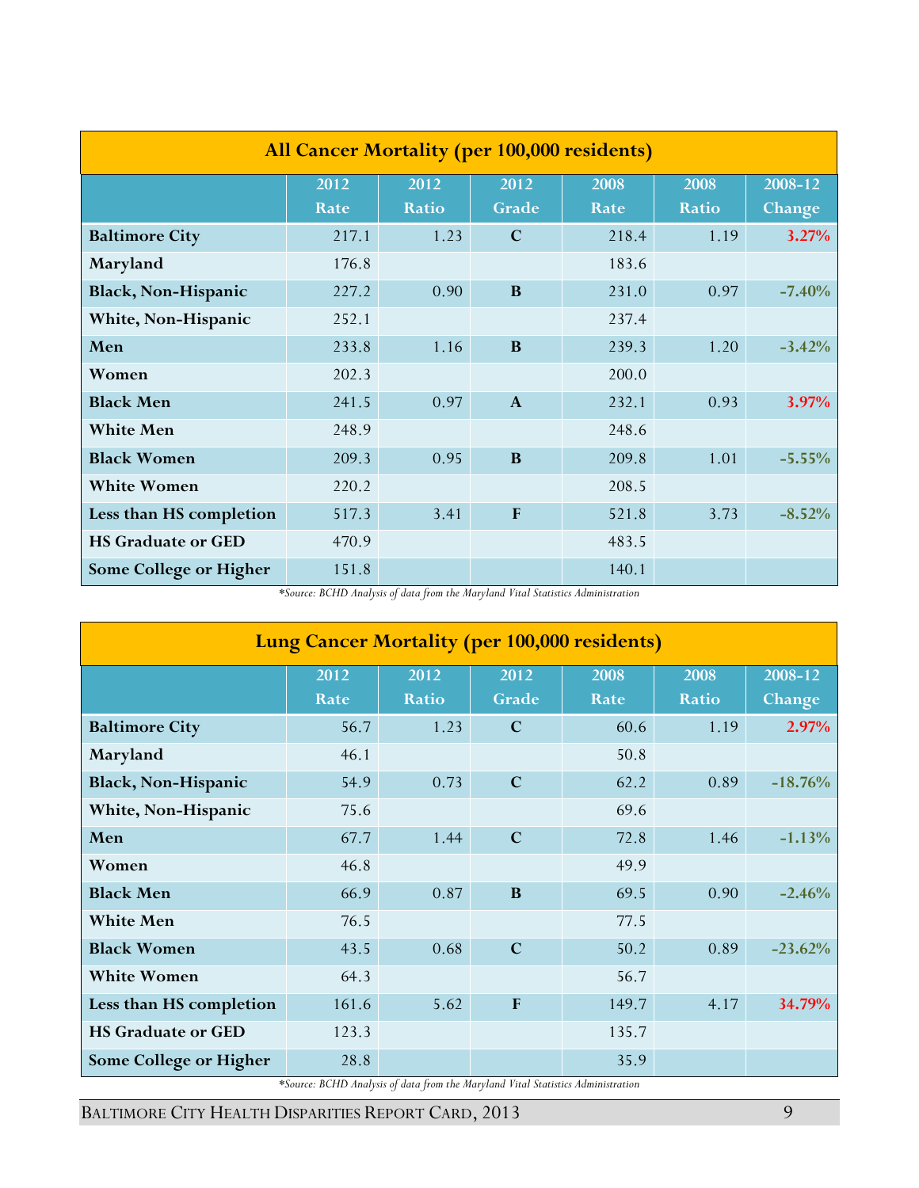## All Cancer Mortality (per 100,000 residents)

| | 2012 Rate | 2012 Ratio | 2012 Grade | 2008 Rate | 2008 Ratio | 2008-12 Change |
|---|---|---|---|---|---|---|
| **Baltimore City** | 217.1 | 1.23 | **C** | 218.4 | 1.19 | **3.27%** |
| **Maryland** | 176.8 | | | 183.6 | | |
| **Black, Non-Hispanic** | 227.2 | 0.90 | **B** | 231.0 | 0.97 | **-7.40%** |
| **White, Non-Hispanic** | 252.1 | | | 237.4 | | |
| **Men** | 233.8 | 1.16 | **B** | 239.3 | 1.20 | **-3.42%** |
| **Women** | 202.3 | | | 200.0 | | |
| **Black Men** | 241.5 | 0.97 | **A** | 232.1 | 0.93 | **3.97%** |
| **White Men** | 248.9 | | | 248.6 | | |
| **Black Women** | 209.3 | 0.95 | **B** | 209.8 | 1.01 | **-5.55%** |
| **White Women** | 220.2 | | | 208.5 | | |
| **Less than HS completion** | 517.3 | 3.41 | **F** | 521.8 | 3.73 | **-8.52%** |
| **HS Graduate or GED** | 470.9 | | | 483.5 | | |
| **Some College or Higher** | 151.8 | | | 140.1 | | |

*\*Source: BCHD Analysis of data from the Maryland Vital Statistics Administration*

## Lung Cancer Mortality (per 100,000 residents)

| | 2012 Rate | 2012 Ratio | 2012 Grade | 2008 Rate | 2008 Ratio | 2008-12 Change |
|---|---|---|---|---|---|---|
| **Baltimore City** | 56.7 | 1.23 | **C** | 60.6 | 1.19 | **2.97%** |
| **Maryland** | 46.1 | | | 50.8 | | |
| **Black, Non-Hispanic** | 54.9 | 0.73 | **C** | 62.2 | 0.89 | **-18.76%** |
| **White, Non-Hispanic** | 75.6 | | | 69.6 | | |
| **Men** | 67.7 | 1.44 | **C** | 72.8 | 1.46 | **-1.13%** |
| **Women** | 46.8 | | | 49.9 | | |
| **Black Men** | 66.9 | 0.87 | **B** | 69.5 | 0.90 | **-2.46%** |
| **White Men** | 76.5 | | | 77.5 | | |
| **Black Women** | 43.5 | 0.68 | **C** | 50.2 | 0.89 | **-23.62%** |
| **White Women** | 64.3 | | | 56.7 | | |
| **Less than HS completion** | 161.6 | 5.62 | **F** | 149.7 | 4.17 | **34.79%** |
| **HS Graduate or GED** | 123.3 | | | 135.7 | | |
| **Some College or Higher** | 28.8 | | | 35.9 | | |

*\*Source: BCHD Analysis of data from the Maryland Vital Statistics Administration*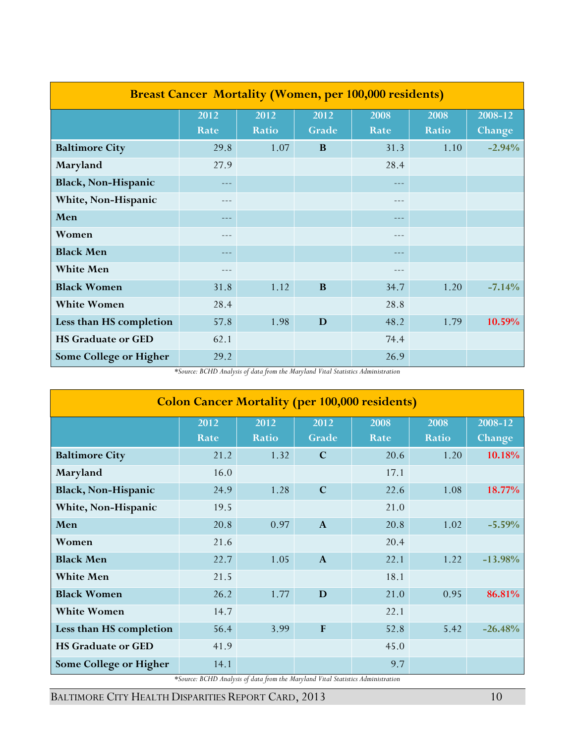| Breast Cancer Mortality (Women, per 100,000 residents) | | | | | | |
|---|---|---|---|---|---|---|
| | 2012 Rate | 2012 Ratio | 2012 Grade | 2008 Rate | 2008 Ratio | 2008-12 Change |
| **Baltimore City** | 29.8 | 1.07 | **B** | 31.3 | 1.10 | **-2.94%** |
| **Maryland** | 27.9 | | | 28.4 | | |
| **Black, Non-Hispanic** | --- | | | --- | | |
| **White, Non-Hispanic** | --- | | | --- | | |
| **Men** | --- | | | --- | | |
| **Women** | --- | | | --- | | |
| **Black Men** | --- | | | --- | | |
| **White Men** | --- | | | --- | | |
| **Black Women** | 31.8 | 1.12 | **B** | 34.7 | 1.20 | **-7.14%** |
| **White Women** | 28.4 | | | 28.8 | | |
| **Less than HS completion** | 57.8 | 1.98 | **D** | 48.2 | 1.79 | **10.59%** |
| **HS Graduate or GED** | 62.1 | | | 74.4 | | |
| **Some College or Higher** | 29.2 | | | 26.9 | | |

*\*Source: BCHD Analysis of data from the Maryland Vital Statistics Administration*

| Colon Cancer Mortality (per 100,000 residents) | | | | | | |
|---|---|---|---|---|---|---|
| | 2012 Rate | 2012 Ratio | 2012 Grade | 2008 Rate | 2008 Ratio | 2008-12 Change |
| **Baltimore City** | 21.2 | 1.32 | **C** | 20.6 | 1.20 | **10.18%** |
| **Maryland** | 16.0 | | | 17.1 | | |
| **Black, Non-Hispanic** | 24.9 | 1.28 | **C** | 22.6 | 1.08 | **18.77%** |
| **White, Non-Hispanic** | 19.5 | | | 21.0 | | |
| **Men** | 20.8 | 0.97 | **A** | 20.8 | 1.02 | **-5.59%** |
| **Women** | 21.6 | | | 20.4 | | |
| **Black Men** | 22.7 | 1.05 | **A** | 22.1 | 1.22 | **-13.98%** |
| **White Men** | 21.5 | | | 18.1 | | |
| **Black Women** | 26.2 | 1.77 | **D** | 21.0 | 0.95 | **86.81%** |
| **White Women** | 14.7 | | | 22.1 | | |
| **Less than HS completion** | 56.4 | 3.99 | **F** | 52.8 | 5.42 | **-26.48%** |
| **HS Graduate or GED** | 41.9 | | | 45.0 | | |
| **Some College or Higher** | 14.1 | | | 9.7 | | |

*\*Source: BCHD Analysis of data from the Maryland Vital Statistics Administration*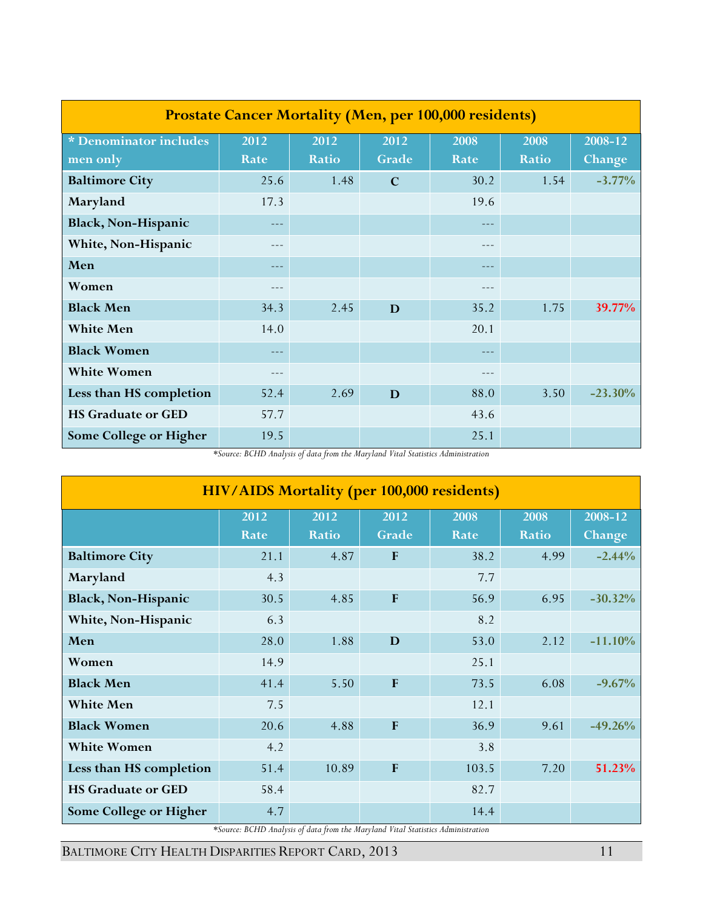## Prostate Cancer Mortality (Men, per 100,000 residents)

| * Denominator includes men only | 2012 Rate | 2012 Ratio | 2012 Grade | 2008 Rate | 2008 Ratio | 2008-12 Change |
|---|---|---|---|---|---|---|
| **Baltimore City** | 25.6 | 1.48 | **C** | 30.2 | 1.54 | **-3.77%** |
| **Maryland** | 17.3 | | | 19.6 | | |
| **Black, Non-Hispanic** | --- | | | --- | | |
| **White, Non-Hispanic** | --- | | | --- | | |
| **Men** | --- | | | --- | | |
| **Women** | --- | | | --- | | |
| **Black Men** | 34.3 | 2.45 | **D** | 35.2 | 1.75 | **39.77%** |
| **White Men** | 14.0 | | | 20.1 | | |
| **Black Women** | --- | | | --- | | |
| **White Women** | --- | | | --- | | |
| **Less than HS completion** | 52.4 | 2.69 | **D** | 88.0 | 3.50 | **-23.30%** |
| **HS Graduate or GED** | 57.7 | | | 43.6 | | |
| **Some College or Higher** | 19.5 | | | 25.1 | | |

*\*Source: BCHD Analysis of data from the Maryland Vital Statistics Administration*

## HIV/AIDS Mortality (per 100,000 residents)

| | 2012 Rate | 2012 Ratio | 2012 Grade | 2008 Rate | 2008 Ratio | 2008-12 Change |
|---|---|---|---|---|---|---|
| **Baltimore City** | 21.1 | 4.87 | **F** | 38.2 | 4.99 | **-2.44%** |
| **Maryland** | 4.3 | | | 7.7 | | |
| **Black, Non-Hispanic** | 30.5 | 4.85 | **F** | 56.9 | 6.95 | **-30.32%** |
| **White, Non-Hispanic** | 6.3 | | | 8.2 | | |
| **Men** | 28.0 | 1.88 | **D** | 53.0 | 2.12 | **-11.10%** |
| **Women** | 14.9 | | | 25.1 | | |
| **Black Men** | 41.4 | 5.50 | **F** | 73.5 | 6.08 | **-9.67%** |
| **White Men** | 7.5 | | | 12.1 | | |
| **Black Women** | 20.6 | 4.88 | **F** | 36.9 | 9.61 | **-49.26%** |
| **White Women** | 4.2 | | | 3.8 | | |
| **Less than HS completion** | 51.4 | 10.89 | **F** | 103.5 | 7.20 | **51.23%** |
| **HS Graduate or GED** | 58.4 | | | 82.7 | | |
| **Some College or Higher** | 4.7 | | | 14.4 | | |

*\*Source: BCHD Analysis of data from the Maryland Vital Statistics Administration*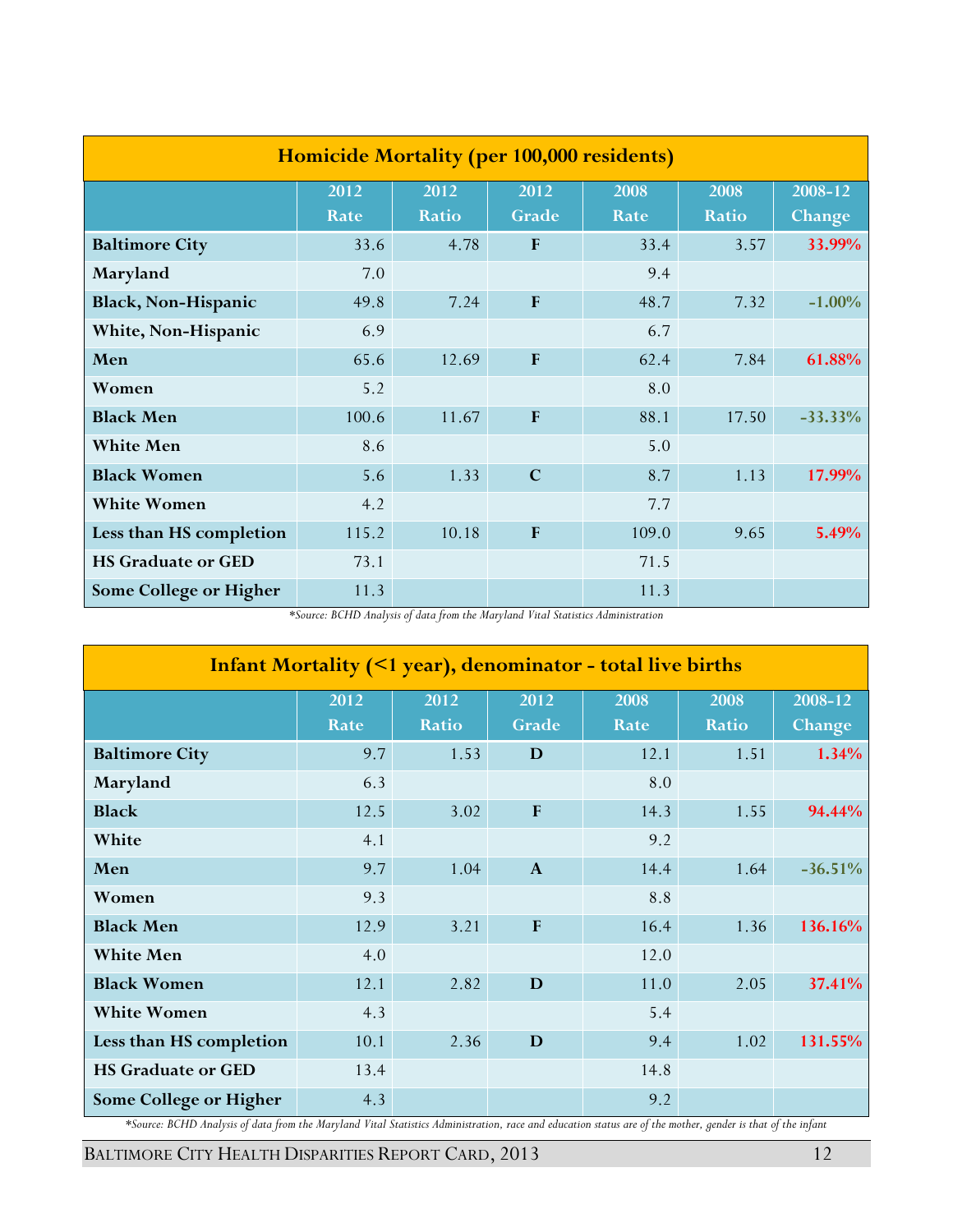| Homicide Mortality (per 100,000 residents) | | | | | | |
|---|---|---|---|---|---|---|
| | 2012 Rate | 2012 Ratio | 2012 Grade | 2008 Rate | 2008 Ratio | 2008-12 Change |
| **Baltimore City** | 33.6 | 4.78 | **F** | 33.4 | 3.57 | **33.99%** |
| **Maryland** | 7.0 | | | 9.4 | | |
| **Black, Non-Hispanic** | 49.8 | 7.24 | **F** | 48.7 | 7.32 | **-1.00%** |
| **White, Non-Hispanic** | 6.9 | | | 6.7 | | |
| **Men** | 65.6 | 12.69 | **F** | 62.4 | 7.84 | **61.88%** |
| **Women** | 5.2 | | | 8.0 | | |
| **Black Men** | 100.6 | 11.67 | **F** | 88.1 | 17.50 | **-33.33%** |
| **White Men** | 8.6 | | | 5.0 | | |
| **Black Women** | 5.6 | 1.33 | **C** | 8.7 | 1.13 | **17.99%** |
| **White Women** | 4.2 | | | 7.7 | | |
| **Less than HS completion** | 115.2 | 10.18 | **F** | 109.0 | 9.65 | **5.49%** |
| **HS Graduate or GED** | 73.1 | | | 71.5 | | |
| **Some College or Higher** | 11.3 | | | 11.3 | | |

*\*Source: BCHD Analysis of data from the Maryland Vital Statistics Administration*

| Infant Mortality (<1 year), denominator - total live births | | | | | | |
|---|---|---|---|---|---|---|
| | 2012 Rate | 2012 Ratio | 2012 Grade | 2008 Rate | 2008 Ratio | 2008-12 Change |
| **Baltimore City** | 9.7 | 1.53 | **D** | 12.1 | 1.51 | **1.34%** |
| **Maryland** | 6.3 | | | 8.0 | | |
| **Black** | 12.5 | 3.02 | **F** | 14.3 | 1.55 | **94.44%** |
| **White** | 4.1 | | | 9.2 | | |
| **Men** | 9.7 | 1.04 | **A** | 14.4 | 1.64 | **-36.51%** |
| **Women** | 9.3 | | | 8.8 | | |
| **Black Men** | 12.9 | 3.21 | **F** | 16.4 | 1.36 | **136.16%** |
| **White Men** | 4.0 | | | 12.0 | | |
| **Black Women** | 12.1 | 2.82 | **D** | 11.0 | 2.05 | **37.41%** |
| **White Women** | 4.3 | | | 5.4 | | |
| **Less than HS completion** | 10.1 | 2.36 | **D** | 9.4 | 1.02 | **131.55%** |
| **HS Graduate or GED** | 13.4 | | | 14.8 | | |
| **Some College or Higher** | 4.3 | | | 9.2 | | |

*\*Source: BCHD Analysis of data from the Maryland Vital Statistics Administration, race and education status are of the mother, gender is that of the infant*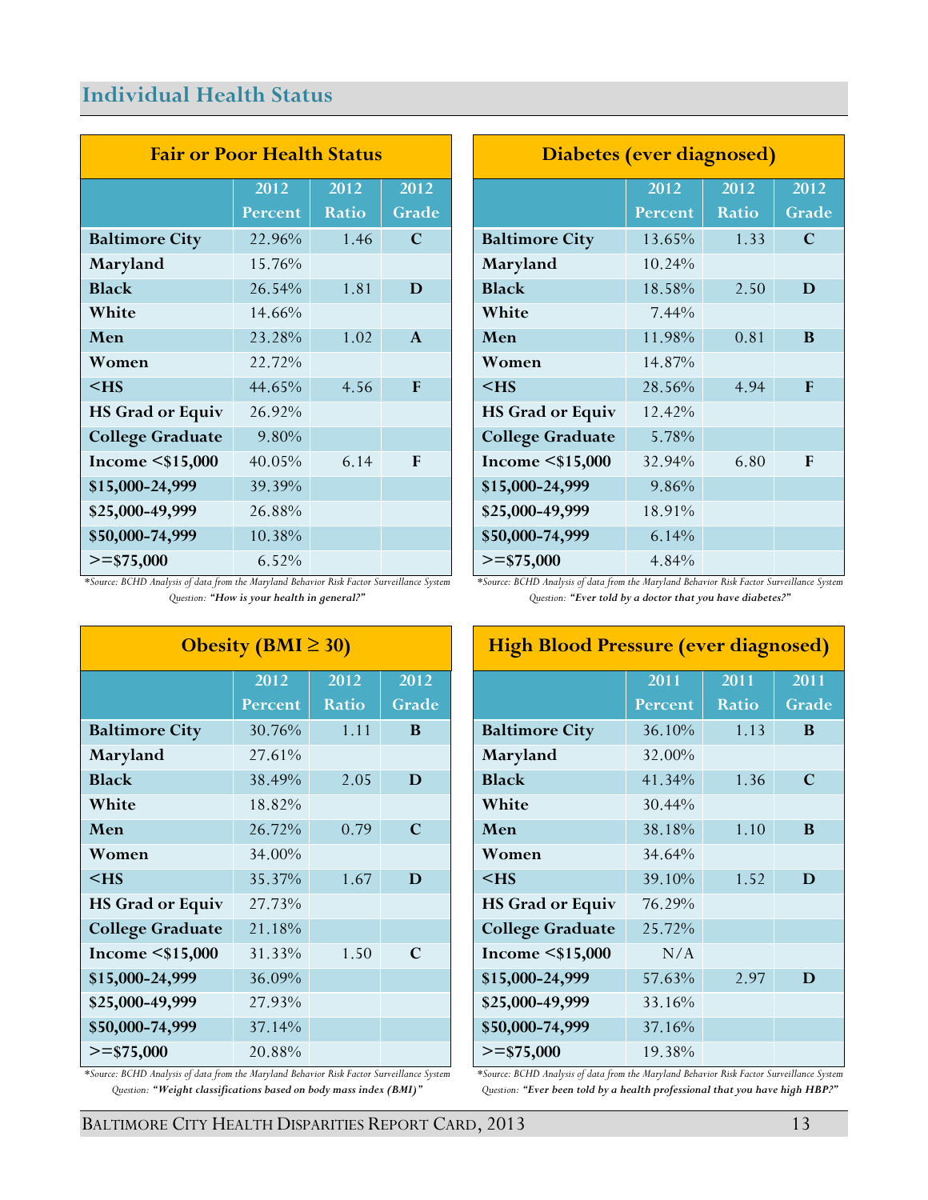## Individual Health Status

| Fair or Poor Health Status | 2012 Percent | 2012 Ratio | 2012 Grade |
|---|---|---|---|
| **Baltimore City** | 22.96% | 1.46 | **C** |
| **Maryland** | 15.76% | | |
| **Black** | 26.54% | 1.81 | **D** |
| **White** | 14.66% | | |
| **Men** | 23.28% | 1.02 | **A** |
| **Women** | 22.72% | | |
| **<HS** | 44.65% | 4.56 | **F** |
| **HS Grad or Equiv** | 26.92% | | |
| **College Graduate** | 9.80% | | |
| **Income <$15,000** | 40.05% | 6.14 | **F** |
| **$15,000-24,999** | 39.39% | | |
| **$25,000-49,999** | 26.88% | | |
| **$50,000-74,999** | 10.38% | | |
| **>=$75,000** | 6.52% | | |

*\*Source: BCHD Analysis of data from the Maryland Behavior Risk Factor Surveillance System*
*Question:* ***"How is your health in general?"***

| Diabetes (ever diagnosed) | 2012 Percent | 2012 Ratio | 2012 Grade |
|---|---|---|---|
| **Baltimore City** | 13.65% | 1.33 | **C** |
| **Maryland** | 10.24% | | |
| **Black** | 18.58% | 2.50 | **D** |
| **White** | 7.44% | | |
| **Men** | 11.98% | 0.81 | **B** |
| **Women** | 14.87% | | |
| **<HS** | 28.56% | 4.94 | **F** |
| **HS Grad or Equiv** | 12.42% | | |
| **College Graduate** | 5.78% | | |
| **Income <$15,000** | 32.94% | 6.80 | **F** |
| **$15,000-24,999** | 9.86% | | |
| **$25,000-49,999** | 18.91% | | |
| **$50,000-74,999** | 6.14% | | |
| **>=$75,000** | 4.84% | | |

*\*Source: BCHD Analysis of data from the Maryland Behavior Risk Factor Surveillance System*
*Question:* ***"Ever told by a doctor that you have diabetes?"***

| Obesity (BMI ≥ 30) | 2012 Percent | 2012 Ratio | 2012 Grade |
|---|---|---|---|
| **Baltimore City** | 30.76% | 1.11 | **B** |
| **Maryland** | 27.61% | | |
| **Black** | 38.49% | 2.05 | **D** |
| **White** | 18.82% | | |
| **Men** | 26.72% | 0.79 | **C** |
| **Women** | 34.00% | | |
| **<HS** | 35.37% | 1.67 | **D** |
| **HS Grad or Equiv** | 27.73% | | |
| **College Graduate** | 21.18% | | |
| **Income <$15,000** | 31.33% | 1.50 | **C** |
| **$15,000-24,999** | 36.09% | | |
| **$25,000-49,999** | 27.93% | | |
| **$50,000-74,999** | 37.14% | | |
| **>=$75,000** | 20.88% | | |

*\*Source: BCHD Analysis of data from the Maryland Behavior Risk Factor Surveillance System*
*Question:* ***"Weight classifications based on body mass index (BMI)"***

| High Blood Pressure (ever diagnosed) | 2011 Percent | 2011 Ratio | 2011 Grade |
|---|---|---|---|
| **Baltimore City** | 36.10% | 1.13 | **B** |
| **Maryland** | 32.00% | | |
| **Black** | 41.34% | 1.36 | **C** |
| **White** | 30.44% | | |
| **Men** | 38.18% | 1.10 | **B** |
| **Women** | 34.64% | | |
| **<HS** | 39.10% | 1.52 | **D** |
| **HS Grad or Equiv** | 76.29% | | |
| **College Graduate** | 25.72% | | |
| **Income <$15,000** | N/A | | |
| **$15,000-24,999** | 57.63% | 2.97 | **D** |
| **$25,000-49,999** | 33.16% | | |
| **$50,000-74,999** | 37.16% | | |
| **>=$75,000** | 19.38% | | |

*\*Source: BCHD Analysis of data from the Maryland Behavior Risk Factor Surveillance System*
*Question:* ***"Ever been told by a health professional that you have high HBP?"***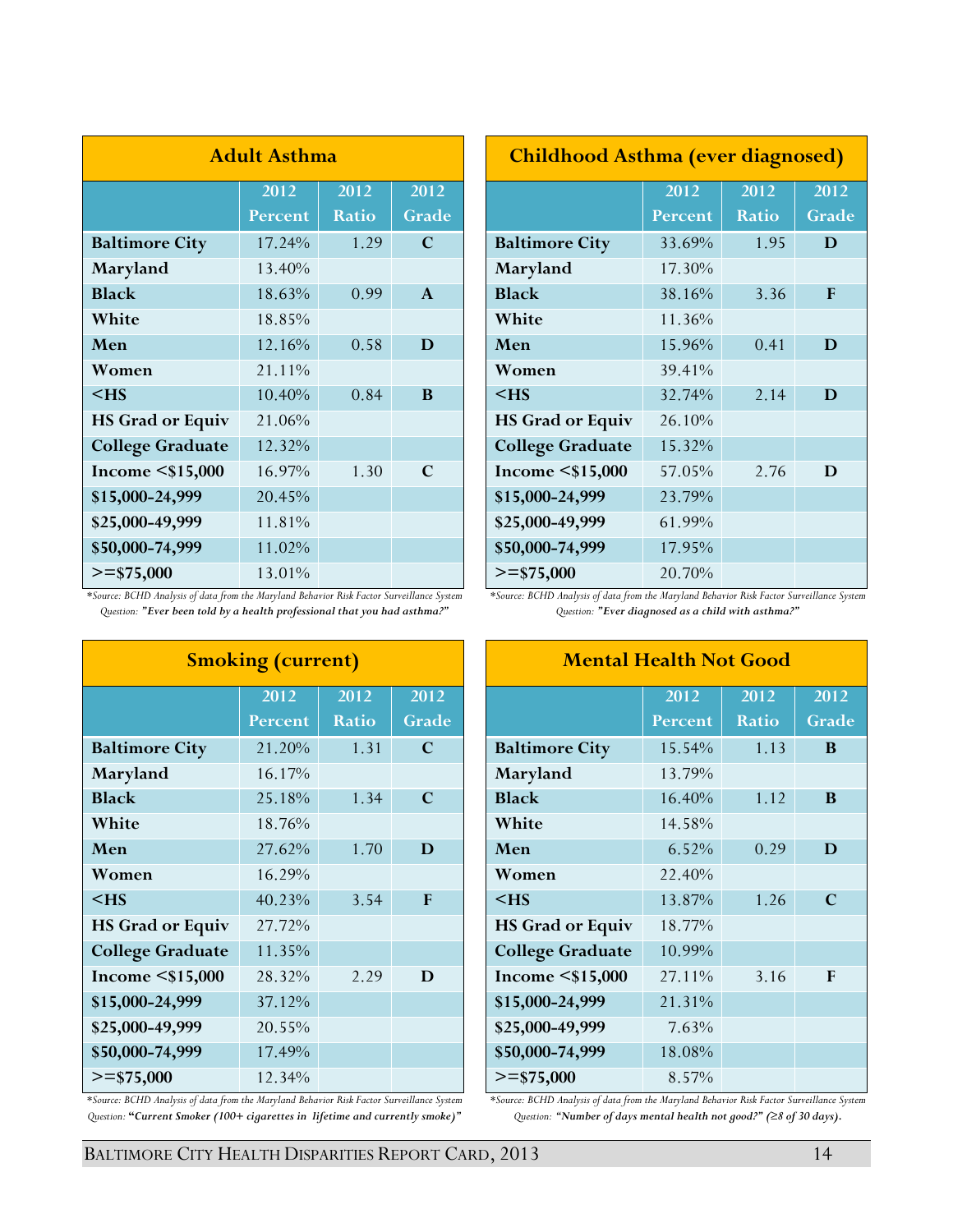## Adult Asthma

| | 2012 Percent | 2012 Ratio | 2012 Grade |
|---|---|---|---|
| **Baltimore City** | 17.24% | 1.29 | **C** |
| **Maryland** | 13.40% | | |
| **Black** | 18.63% | 0.99 | **A** |
| **White** | 18.85% | | |
| **Men** | 12.16% | 0.58 | **D** |
| **Women** | 21.11% | | |
| **<HS** | 10.40% | 0.84 | **B** |
| **HS Grad or Equiv** | 21.06% | | |
| **College Graduate** | 12.32% | | |
| **Income <$15,000** | 16.97% | 1.30 | **C** |
| **$15,000-24,999** | 20.45% | | |
| **$25,000-49,999** | 11.81% | | |
| **$50,000-74,999** | 11.02% | | |
| **>=$75,000** | 13.01% | | |

*\*Source: BCHD Analysis of data from the Maryland Behavior Risk Factor Surveillance System*
*Question: **"Ever been told by a health professional that you had asthma?"***

## Childhood Asthma (ever diagnosed)

| | 2012 Percent | 2012 Ratio | 2012 Grade |
|---|---|---|---|
| **Baltimore City** | 33.69% | 1.95 | **D** |
| **Maryland** | 17.30% | | |
| **Black** | 38.16% | 3.36 | **F** |
| **White** | 11.36% | | |
| **Men** | 15.96% | 0.41 | **D** |
| **Women** | 39.41% | | |
| **<HS** | 32.74% | 2.14 | **D** |
| **HS Grad or Equiv** | 26.10% | | |
| **College Graduate** | 15.32% | | |
| **Income <$15,000** | 57.05% | 2.76 | **D** |
| **$15,000-24,999** | 23.79% | | |
| **$25,000-49,999** | 61.99% | | |
| **$50,000-74,999** | 17.95% | | |
| **>=$75,000** | 20.70% | | |

*\*Source: BCHD Analysis of data from the Maryland Behavior Risk Factor Surveillance System*
*Question: **"Ever diagnosed as a child with asthma?"***

## Smoking (current)

| | 2012 Percent | 2012 Ratio | 2012 Grade |
|---|---|---|---|
| **Baltimore City** | 21.20% | 1.31 | **C** |
| **Maryland** | 16.17% | | |
| **Black** | 25.18% | 1.34 | **C** |
| **White** | 18.76% | | |
| **Men** | 27.62% | 1.70 | **D** |
| **Women** | 16.29% | | |
| **<HS** | 40.23% | 3.54 | **F** |
| **HS Grad or Equiv** | 27.72% | | |
| **College Graduate** | 11.35% | | |
| **Income <$15,000** | 28.32% | 2.29 | **D** |
| **$15,000-24,999** | 37.12% | | |
| **$25,000-49,999** | 20.55% | | |
| **$50,000-74,999** | 17.49% | | |
| **>=$75,000** | 12.34% | | |

*\*Source: BCHD Analysis of data from the Maryland Behavior Risk Factor Surveillance System*
*Question: **"Current Smoker (100+ cigarettes in lifetime and currently smoke)"***

## Mental Health Not Good

| | 2012 Percent | 2012 Ratio | 2012 Grade |
|---|---|---|---|
| **Baltimore City** | 15.54% | 1.13 | **B** |
| **Maryland** | 13.79% | | |
| **Black** | 16.40% | 1.12 | **B** |
| **White** | 14.58% | | |
| **Men** | 6.52% | 0.29 | **D** |
| **Women** | 22.40% | | |
| **<HS** | 13.87% | 1.26 | **C** |
| **HS Grad or Equiv** | 18.77% | | |
| **College Graduate** | 10.99% | | |
| **Income <$15,000** | 27.11% | 3.16 | **F** |
| **$15,000-24,999** | 21.31% | | |
| **$25,000-49,999** | 7.63% | | |
| **$50,000-74,999** | 18.08% | | |
| **>=$75,000** | 8.57% | | |

*\*Source: BCHD Analysis of data from the Maryland Behavior Risk Factor Surveillance System*
*Question: **"Number of days mental health not good?" (≥8 of 30 days).***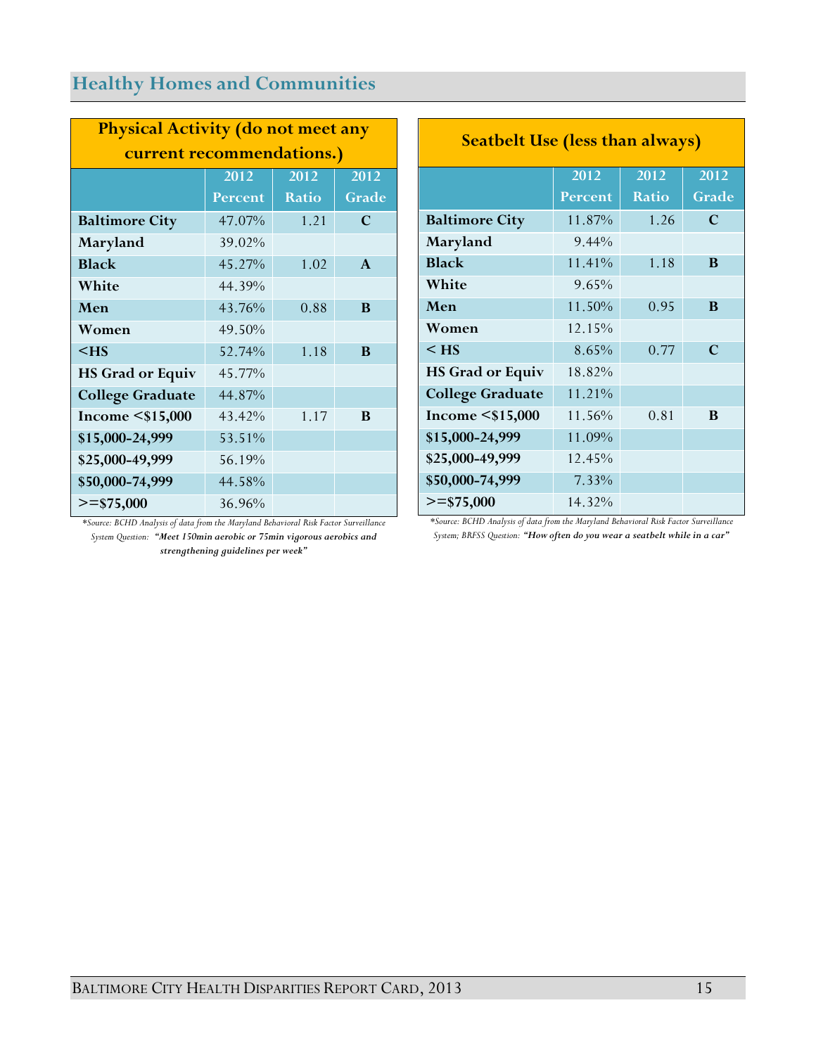## Healthy Homes and Communities

| Physical Activity (do not meet any current recommendations.) | 2012 Percent | 2012 Ratio | 2012 Grade |
|---|---|---|---|
| **Baltimore City** | 47.07% | 1.21 | **C** |
| **Maryland** | 39.02% | | |
| **Black** | 45.27% | 1.02 | **A** |
| **White** | 44.39% | | |
| **Men** | 43.76% | 0.88 | **B** |
| **Women** | 49.50% | | |
| **<HS** | 52.74% | 1.18 | **B** |
| **HS Grad or Equiv** | 45.77% | | |
| **College Graduate** | 44.87% | | |
| **Income <$15,000** | 43.42% | 1.17 | **B** |
| **$15,000-24,999** | 53.51% | | |
| **$25,000-49,999** | 56.19% | | |
| **$50,000-74,999** | 44.58% | | |
| **>=$75,000** | 36.96% | | |

*\*Source: BCHD Analysis of data from the Maryland Behavioral Risk Factor Surveillance System Question:* ***"Meet 150min aerobic or 75min vigorous aerobics and strengthening guidelines per week"***

| Seatbelt Use (less than always) | 2012 Percent | 2012 Ratio | 2012 Grade |
|---|---|---|---|
| **Baltimore City** | 11.87% | 1.26 | **C** |
| **Maryland** | 9.44% | | |
| **Black** | 11.41% | 1.18 | **B** |
| **White** | 9.65% | | |
| **Men** | 11.50% | 0.95 | **B** |
| **Women** | 12.15% | | |
| **< HS** | 8.65% | 0.77 | **C** |
| **HS Grad or Equiv** | 18.82% | | |
| **College Graduate** | 11.21% | | |
| **Income <$15,000** | 11.56% | 0.81 | **B** |
| **$15,000-24,999** | 11.09% | | |
| **$25,000-49,999** | 12.45% | | |
| **$50,000-74,999** | 7.33% | | |
| **>=$75,000** | 14.32% | | |

*\*Source: BCHD Analysis of data from the Maryland Behavioral Risk Factor Surveillance System; BRFSS Question:* ***"How often do you wear a seatbelt while in a car"***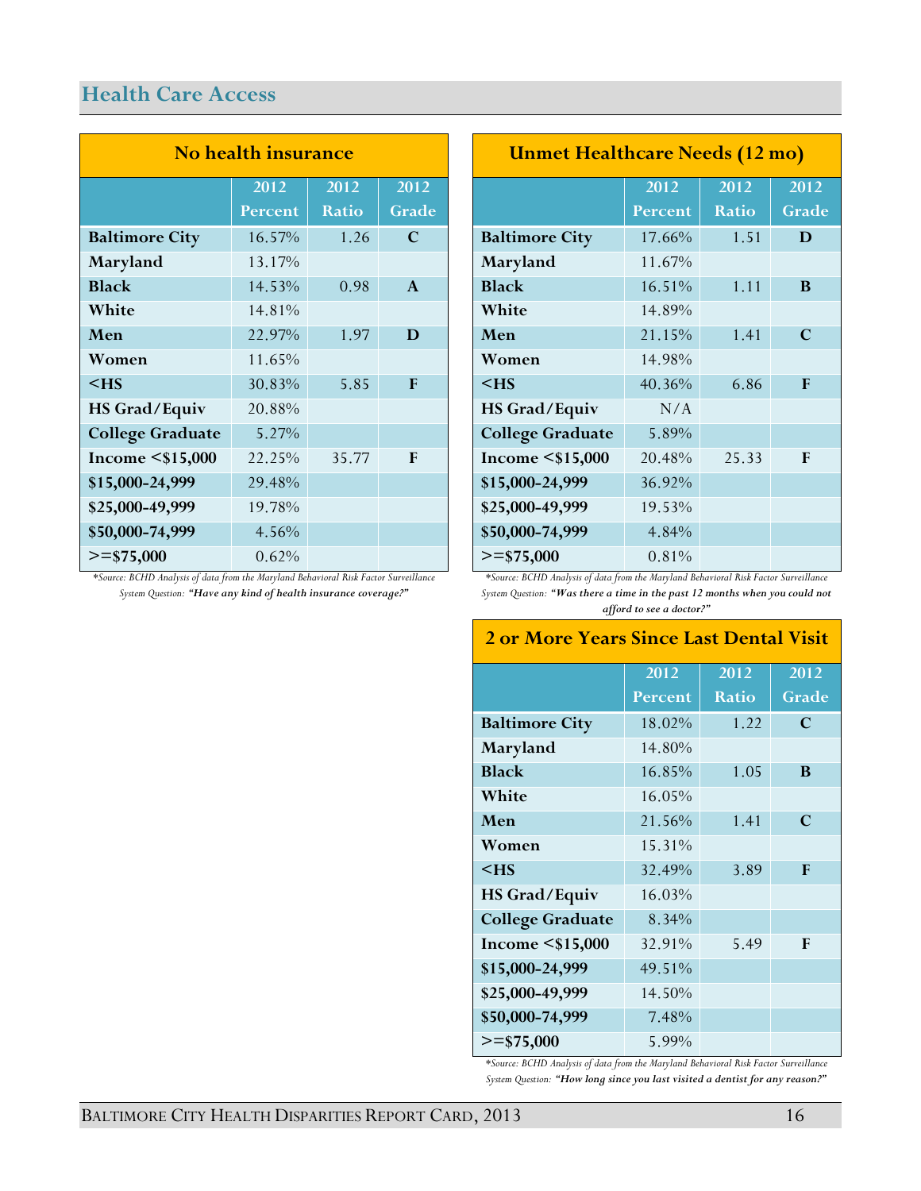## Health Care Access

### No health insurance

| | 2012 Percent | 2012 Ratio | 2012 Grade |
|---|---|---|---|
| **Baltimore City** | 16.57% | 1.26 | **C** |
| **Maryland** | 13.17% | | |
| **Black** | 14.53% | 0.98 | **A** |
| **White** | 14.81% | | |
| **Men** | 22.97% | 1.97 | **D** |
| **Women** | 11.65% | | |
| **<HS** | 30.83% | 5.85 | **F** |
| **HS Grad/Equiv** | 20.88% | | |
| **College Graduate** | 5.27% | | |
| **Income <$15,000** | 22.25% | 35.77 | **F** |
| **$15,000-24,999** | 29.48% | | |
| **$25,000-49,999** | 19.78% | | |
| **$50,000-74,999** | 4.56% | | |
| **>=$75,000** | 0.62% | | |

*Source: BCHD Analysis of data from the Maryland Behavioral Risk Factor Surveillance System Question: **"Have any kind of health insurance coverage?"***

### Unmet Healthcare Needs (12 mo)

| | 2012 Percent | 2012 Ratio | 2012 Grade |
|---|---|---|---|
| **Baltimore City** | 17.66% | 1.51 | **D** |
| **Maryland** | 11.67% | | |
| **Black** | 16.51% | 1.11 | **B** |
| **White** | 14.89% | | |
| **Men** | 21.15% | 1.41 | **C** |
| **Women** | 14.98% | | |
| **<HS** | 40.36% | 6.86 | **F** |
| **HS Grad/Equiv** | N/A | | |
| **College Graduate** | 5.89% | | |
| **Income <$15,000** | 20.48% | 25.33 | **F** |
| **$15,000-24,999** | 36.92% | | |
| **$25,000-49,999** | 19.53% | | |
| **$50,000-74,999** | 4.84% | | |
| **>=$75,000** | 0.81% | | |

*Source: BCHD Analysis of data from the Maryland Behavioral Risk Factor Surveillance System Question: **"Was there a time in the past 12 months when you could not afford to see a doctor?"***

### 2 or More Years Since Last Dental Visit

| | 2012 Percent | 2012 Ratio | 2012 Grade |
|---|---|---|---|
| **Baltimore City** | 18.02% | 1.22 | **C** |
| **Maryland** | 14.80% | | |
| **Black** | 16.85% | 1.05 | **B** |
| **White** | 16.05% | | |
| **Men** | 21.56% | 1.41 | **C** |
| **Women** | 15.31% | | |
| **<HS** | 32.49% | 3.89 | **F** |
| **HS Grad/Equiv** | 16.03% | | |
| **College Graduate** | 8.34% | | |
| **Income <$15,000** | 32.91% | 5.49 | **F** |
| **$15,000-24,999** | 49.51% | | |
| **$25,000-49,999** | 14.50% | | |
| **$50,000-74,999** | 7.48% | | |
| **>=$75,000** | 5.99% | | |

*Source: BCHD Analysis of data from the Maryland Behavioral Risk Factor Surveillance System Question: **"How long since you last visited a dentist for any reason?"***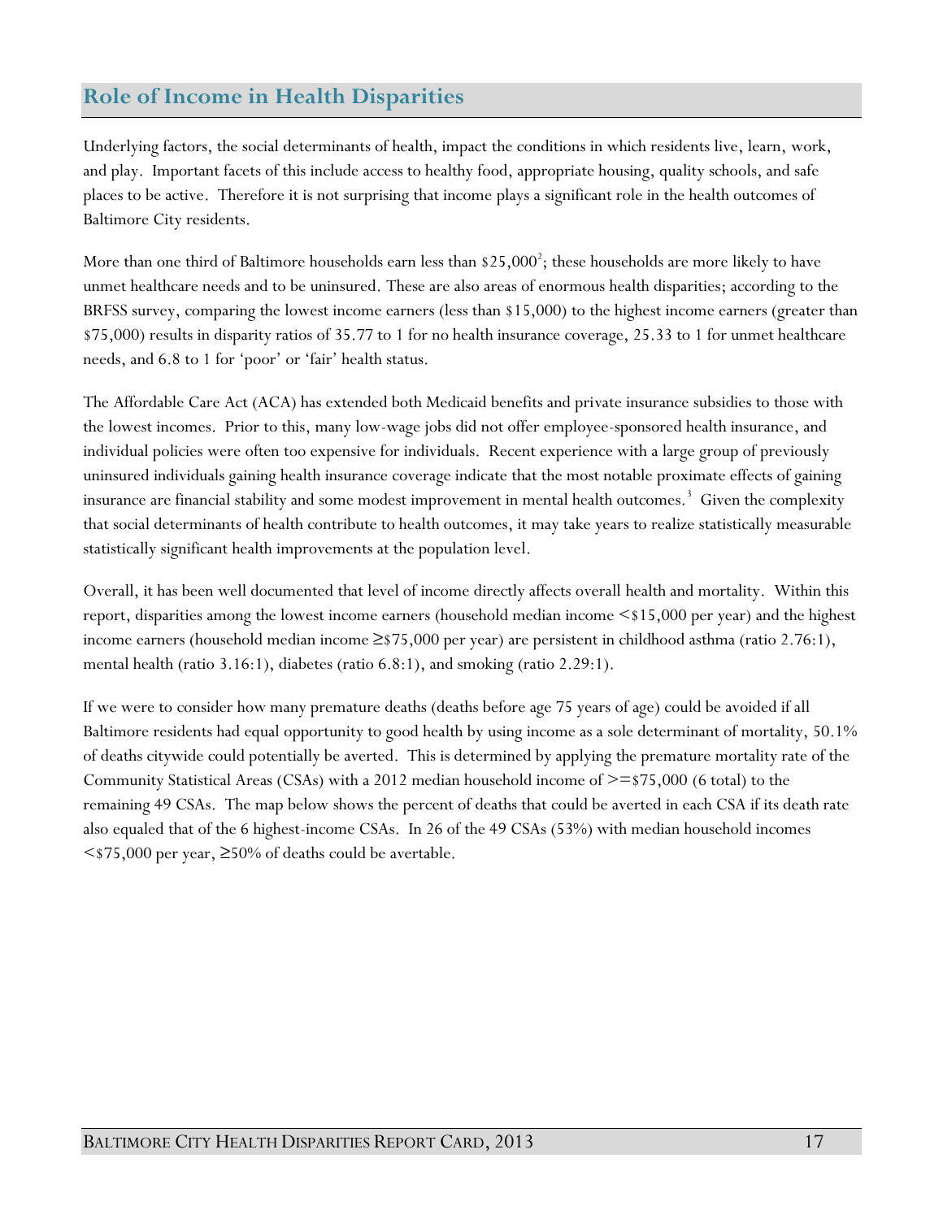## Role of Income in Health Disparities

Underlying factors, the social determinants of health, impact the conditions in which residents live, learn, work, and play. Important facets of this include access to healthy food, appropriate housing, quality schools, and safe places to be active. Therefore it is not surprising that income plays a significant role in the health outcomes of Baltimore City residents.

More than one third of Baltimore households earn less than $25,000[2]; these households are more likely to have unmet healthcare needs and to be uninsured. These are also areas of enormous health disparities; according to the BRFSS survey, comparing the lowest income earners (less than $15,000) to the highest income earners (greater than $75,000) results in disparity ratios of 35.77 to 1 for no health insurance coverage, 25.33 to 1 for unmet healthcare needs, and 6.8 to 1 for 'poor' or 'fair' health status.

The Affordable Care Act (ACA) has extended both Medicaid benefits and private insurance subsidies to those with the lowest incomes. Prior to this, many low-wage jobs did not offer employee-sponsored health insurance, and individual policies were often too expensive for individuals. Recent experience with a large group of previously uninsured individuals gaining health insurance coverage indicate that the most notable proximate effects of gaining insurance are financial stability and some modest improvement in mental health outcomes.[3] Given the complexity that social determinants of health contribute to health outcomes, it may take years to realize statistically measurable statistically significant health improvements at the population level.

Overall, it has been well documented that level of income directly affects overall health and mortality. Within this report, disparities among the lowest income earners (household median income <$15,000 per year) and the highest income earners (household median income ≥$75,000 per year) are persistent in childhood asthma (ratio 2.76:1), mental health (ratio 3.16:1), diabetes (ratio 6.8:1), and smoking (ratio 2.29:1).

If we were to consider how many premature deaths (deaths before age 75 years of age) could be avoided if all Baltimore residents had equal opportunity to good health by using income as a sole determinant of mortality, 50.1% of deaths citywide could potentially be averted. This is determined by applying the premature mortality rate of the Community Statistical Areas (CSAs) with a 2012 median household income of >=$75,000 (6 total) to the remaining 49 CSAs. The map below shows the percent of deaths that could be averted in each CSA if its death rate also equaled that of the 6 highest-income CSAs. In 26 of the 49 CSAs (53%) with median household incomes <$75,000 per year, ≥50% of deaths could be avertable.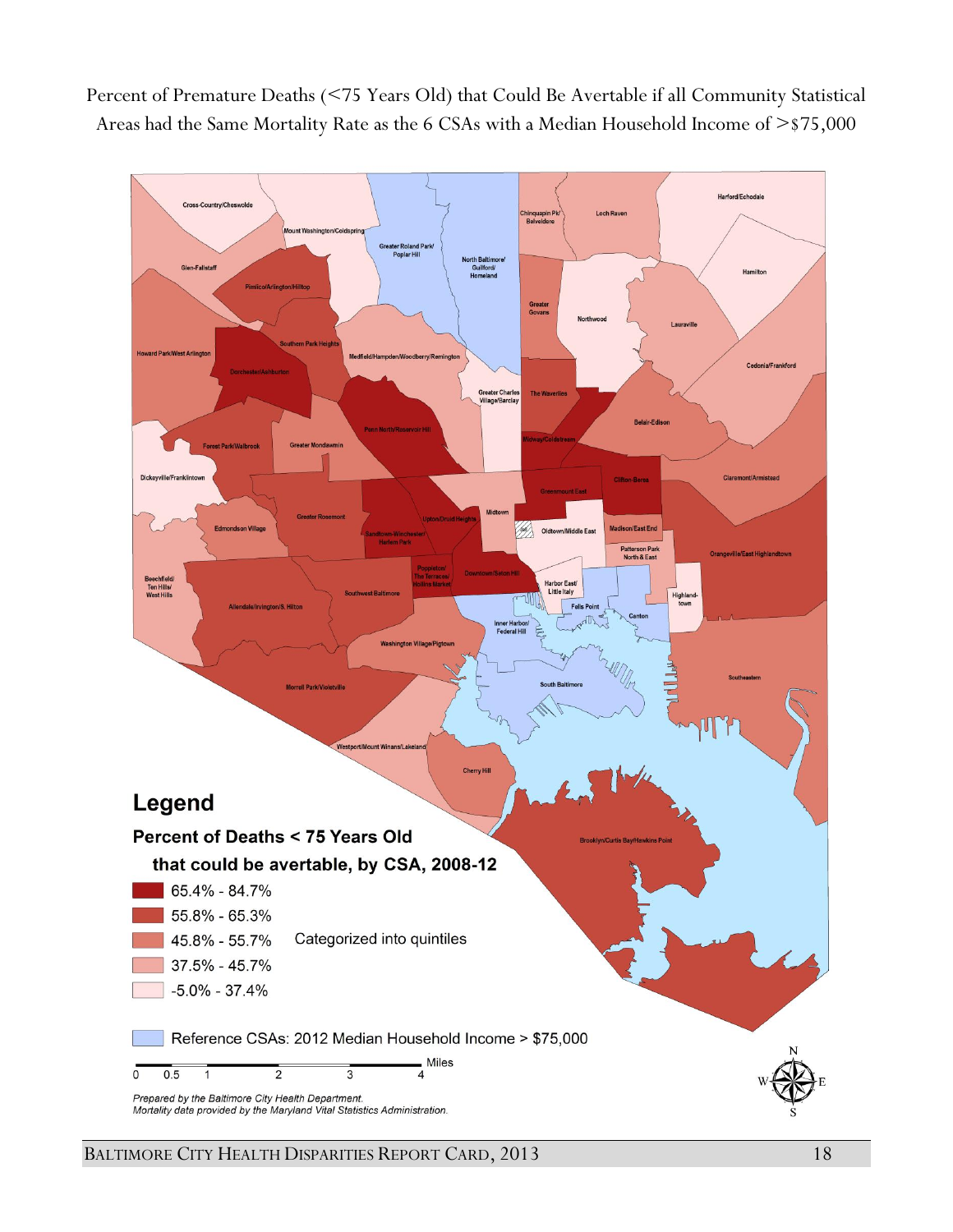Percent of Premature Deaths (<75 Years Old) that Could Be Avertable if all Community Statistical Areas had the Same Mortality Rate as the 6 CSAs with a Median Household Income of >$75,000

Cross-Country/Cheswolde
Mount Washington/Coldspring
Greater Roland Park/Poplar Hill
North Baltimore/Guilford/Homeland
Chinquapin Pk/Belvedere
Loch Raven
Harford/Echodale
Hamilton
Glen-Falstaff
Pimlico/Arlington/Hilltop
Greater Govans
Northwood
Lauraville
Southern Park Heights
Howard Park/West Arlington
Medfield/Hampden/Woodberry/Remington
Cedonia/Frankford
Dorchester/Ashburton
Greater Charles Village/Barclay
The Waverlies
Belair-Edison
Penn North/Reservoir Hill
Forest Park/Walbrook
Greater Mondawmin
Midway/Coldstream
Dickeyville/Franklintown
Clifton-Berea
Claremont/Armistead
Greenmount East
Midtown
Greater Rosemont
Upton/Druid Heights
Edmondson Village
Sandtown-Winchester/Harlem Park
Oldtown/Middle East
Madison/East End
Patterson Park North & East
Orangeville/East Highlandtown
Poppleton/The Terraces/Hollins Market
Downtown/Seton Hill
Beechfield/Ten Hills/West Hills
Southwest Baltimore
Harbor East/Little Italy
Highlandtown
Allendale/Irvington/S. Hilton
Fells Point
Canton
Inner Harbor/Federal Hill
Washington Village/Pigtown
Southeastern
South Baltimore
Morrell Park/Violetville
Westport/Mount Winans/Lakeland
Cherry Hill
Brooklyn/Curtis Bay/Hawkins Point

## Legend

**Percent of Deaths < 75 Years Old that could be avertable, by CSA, 2008-12**

65.4% - 84.7%
55.8% - 65.3%
45.8% - 55.7%
37.5% - 45.7%
-5.0% - 37.4%

Categorized into quintiles

Reference CSAs: 2012 Median Household Income > $75,000

0 0.5 1 2 3 4 Miles

N W E S

*Prepared by the Baltimore City Health Department.*
*Mortality data provided by the Maryland Vital Statistics Administration.*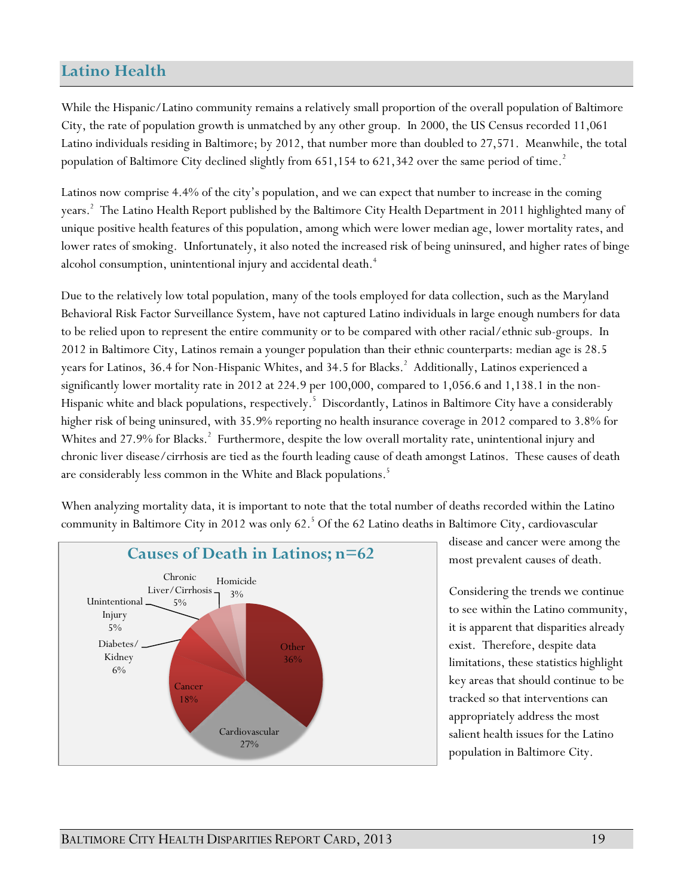## Latino Health

While the Hispanic/Latino community remains a relatively small proportion of the overall population of Baltimore City, the rate of population growth is unmatched by any other group. In 2000, the US Census recorded 11,061 Latino individuals residing in Baltimore; by 2012, that number more than doubled to 27,571. Meanwhile, the total population of Baltimore City declined slightly from 651,154 to 621,342 over the same period of time.[2]

Latinos now comprise 4.4% of the city's population, and we can expect that number to increase in the coming years.[2] The Latino Health Report published by the Baltimore City Health Department in 2011 highlighted many of unique positive health features of this population, among which were lower median age, lower mortality rates, and lower rates of smoking. Unfortunately, it also noted the increased risk of being uninsured, and higher rates of binge alcohol consumption, unintentional injury and accidental death.[4]

Due to the relatively low total population, many of the tools employed for data collection, such as the Maryland Behavioral Risk Factor Surveillance System, have not captured Latino individuals in large enough numbers for data to be relied upon to represent the entire community or to be compared with other racial/ethnic sub-groups. In 2012 in Baltimore City, Latinos remain a younger population than their ethnic counterparts: median age is 28.5 years for Latinos, 36.4 for Non-Hispanic Whites, and 34.5 for Blacks.[2] Additionally, Latinos experienced a significantly lower mortality rate in 2012 at 224.9 per 100,000, compared to 1,056.6 and 1,138.1 in the non-Hispanic white and black populations, respectively.[5] Discordantly, Latinos in Baltimore City have a considerably higher risk of being uninsured, with 35.9% reporting no health insurance coverage in 2012 compared to 3.8% for Whites and 27.9% for Blacks.[2] Furthermore, despite the low overall mortality rate, unintentional injury and chronic liver disease/cirrhosis are tied as the fourth leading cause of death amongst Latinos. These causes of death are considerably less common in the White and Black populations.[5]

When analyzing mortality data, it is important to note that the total number of deaths recorded within the Latino community in Baltimore City in 2012 was only 62.[5] Of the 62 Latino deaths in Baltimore City, cardiovascular disease and cancer were among the most prevalent causes of death.

Causes of Death in Latinos; n=62

Other 36%
Cardiovascular 27%
Cancer 18%
Diabetes/Kidney 6%
Unintentional Injury 5%
Chronic Liver/Cirrhosis 5%
Homicide 3%

Considering the trends we continue to see within the Latino community, it is apparent that disparities already exist. Therefore, despite data limitations, these statistics highlight key areas that should continue to be tracked so that interventions can appropriately address the most salient health issues for the Latino population in Baltimore City.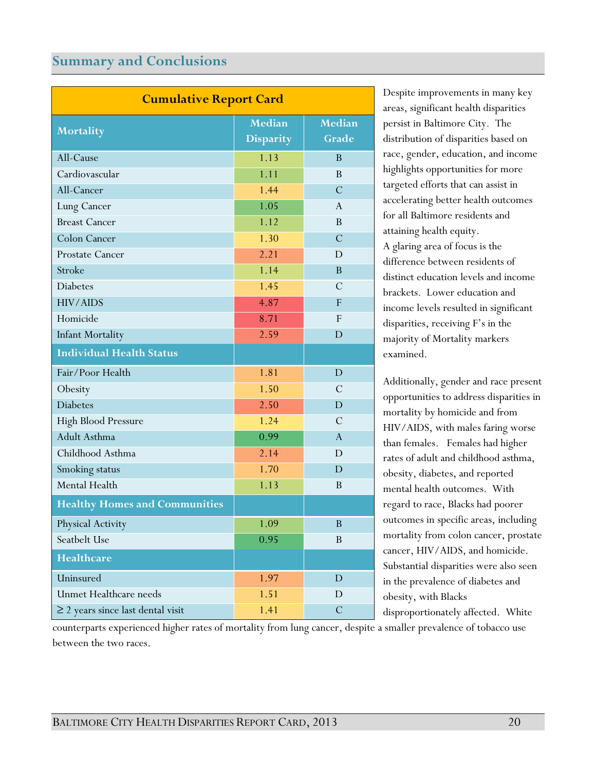## Summary and Conclusions

| Cumulative Report Card | | |
|---|---|---|
| **Mortality** | **Median Disparity** | **Median Grade** |
| All-Cause | 1.13 | B |
| Cardiovascular | 1.11 | B |
| All-Cancer | 1.44 | C |
| Lung Cancer | 1.05 | A |
| Breast Cancer | 1.12 | B |
| Colon Cancer | 1.30 | C |
| Prostate Cancer | 2.21 | D |
| Stroke | 1.14 | B |
| Diabetes | 1.45 | C |
| HIV/AIDS | 4.87 | F |
| Homicide | 8.71 | F |
| Infant Mortality | 2.59 | D |
| **Individual Health Status** | | |
| Fair/Poor Health | 1.81 | D |
| Obesity | 1.50 | C |
| Diabetes | 2.50 | D |
| High Blood Pressure | 1.24 | C |
| Adult Asthma | 0.99 | A |
| Childhood Asthma | 2.14 | D |
| Smoking status | 1.70 | D |
| Mental Health | 1.13 | B |
| **Healthy Homes and Communities** | | |
| Physical Activity | 1.09 | B |
| Seatbelt Use | 0.95 | B |
| **Healthcare** | | |
| Uninsured | 1.97 | D |
| Unmet Healthcare needs | 1.51 | D |
| ≥ 2 years since last dental visit | 1.41 | C |

Despite improvements in many key areas, significant health disparities persist in Baltimore City. The distribution of disparities based on race, gender, education, and income highlights opportunities for more targeted efforts that can assist in accelerating better health outcomes for all Baltimore residents and attaining health equity.
A glaring area of focus is the difference between residents of distinct education levels and income brackets. Lower education and income levels resulted in significant disparities, receiving F's in the majority of Mortality markers examined.

Additionally, gender and race present opportunities to address disparities in mortality by homicide and from HIV/AIDS, with males faring worse than females. Females had higher rates of adult and childhood asthma, obesity, diabetes, and reported mental health outcomes. With regard to race, Blacks had poorer outcomes in specific areas, including mortality from colon cancer, prostate cancer, HIV/AIDS, and homicide. Substantial disparities were also seen in the prevalence of diabetes and obesity, with Blacks disproportionately affected. White counterparts experienced higher rates of mortality from lung cancer, despite a smaller prevalence of tobacco use between the two races.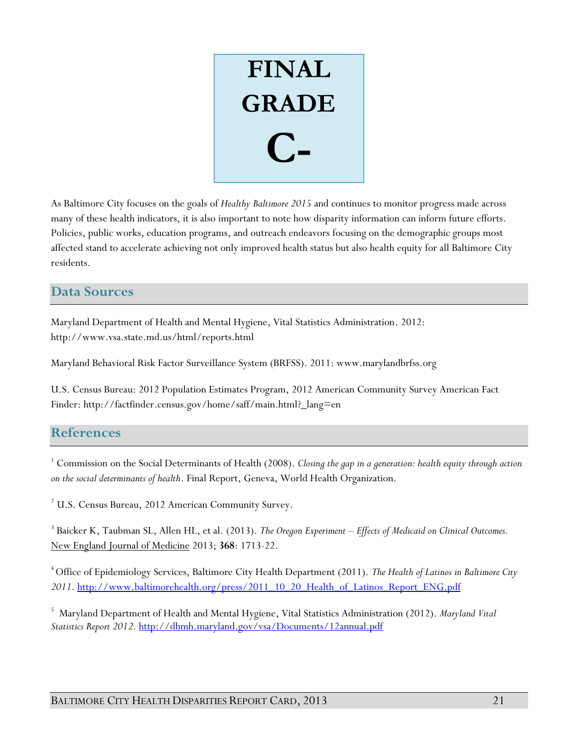**FINAL GRADE**

**C-**

As Baltimore City focuses on the goals of *Healthy Baltimore 2015* and continues to monitor progress made across many of these health indicators, it is also important to note how disparity information can inform future efforts. Policies, public works, education programs, and outreach endeavors focusing on the demographic groups most affected stand to accelerate achieving not only improved health status but also health equity for all Baltimore City residents.

## Data Sources

Maryland Department of Health and Mental Hygiene, Vital Statistics Administration. 2012: http://www.vsa.state.md.us/html/reports.html

Maryland Behavioral Risk Factor Surveillance System (BRFSS). 2011: www.marylandbrfss.org

U.S. Census Bureau: 2012 Population Estimates Program, 2012 American Community Survey American Fact Finder: http://factfinder.census.gov/home/saff/main.html?_lang=en

## References

[1] Commission on the Social Determinants of Health (2008). *Closing the gap in a generation: health equity through action on the social determinants of health*. Final Report, Geneva, World Health Organization.

[2] U.S. Census Bureau, 2012 American Community Survey.

[3] Baicker K, Taubman SL, Allen HL, et al. (2013). *The Oregon Experiment – Effects of Medicaid on Clinical Outcomes.* New England Journal of Medicine 2013; **368**: 1713-22.

[4] Office of Epidemiology Services, Baltimore City Health Department (2011). *The Health of Latinos in Baltimore City 2011.* http://www.baltimorehealth.org/press/2011_10_20_Health_of_Latinos_Report_ENG.pdf

[5] Maryland Department of Health and Mental Hygiene, Vital Statistics Administration (2012). *Maryland Vital Statistics Report 2012.* http://dhmh.maryland.gov/vsa/Documents/12annual.pdf